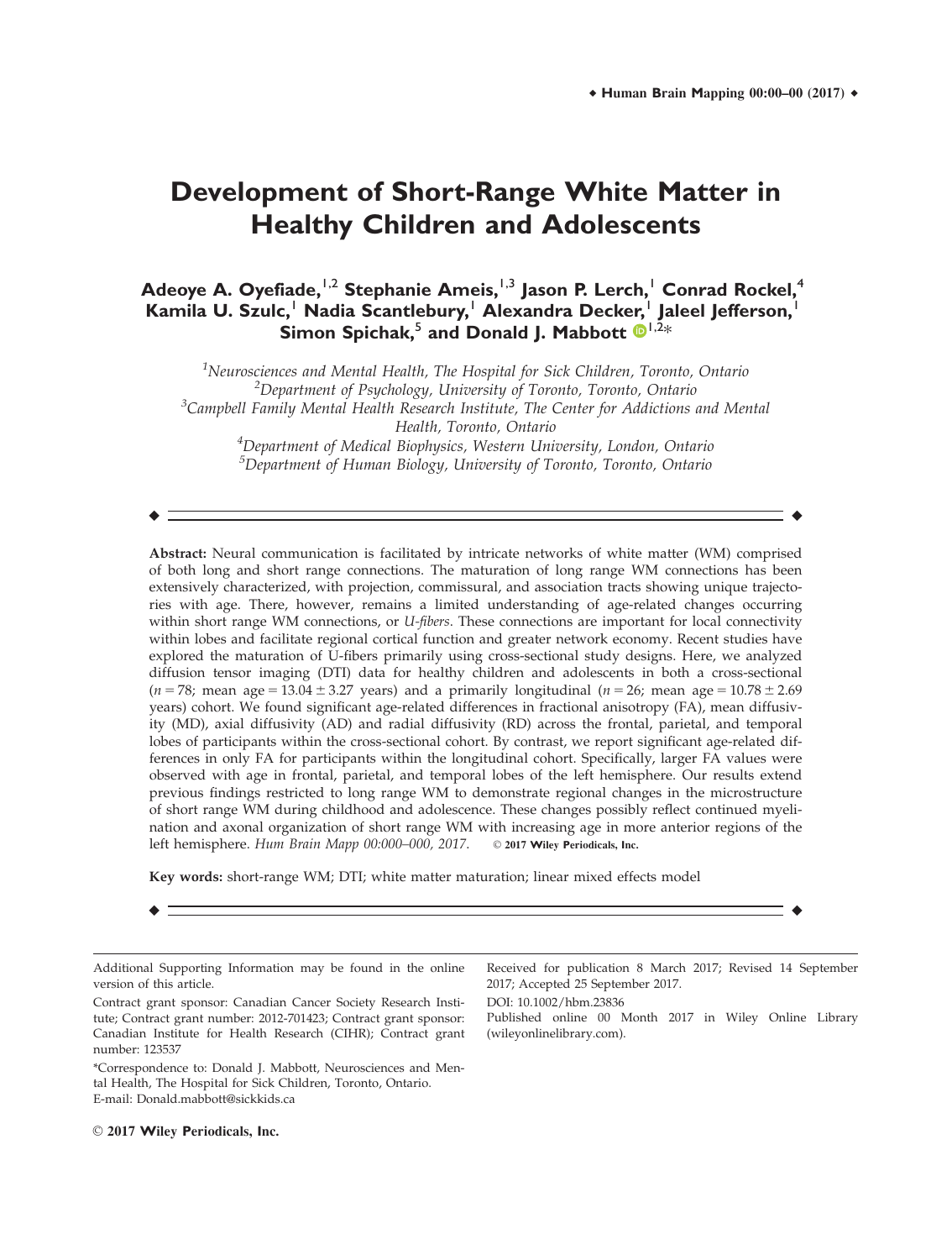# Development of Short-Range White Matter in Healthy Children and Adolescents

**Adeoye A. Oyefiade,[1,2] Stephanie Ameis,[1,3] Jason P. Lerch,[1] Conrad Rockel,[4] Kamila U. Szulc,[1] Nadia Scantlebury,[1] Alexandra Decker,[1] Jaleel Jefferson,[1] Simon Spichak,[5] and Donald J. Mabbott[1,2]***

[1] *Neurosciences and Mental Health, The Hospital for Sick Children, Toronto, Ontario*
[2] *Department of Psychology, University of Toronto, Toronto, Ontario*
[3] *Campbell Family Mental Health Research Institute, The Center for Addictions and Mental Health, Toronto, Ontario*
[4] *Department of Medical Biophysics, Western University, London, Ontario*
[5] *Department of Human Biology, University of Toronto, Toronto, Ontario*

---

**Abstract:** Neural communication is facilitated by intricate networks of white matter (WM) comprised of both long and short range connections. The maturation of long range WM connections has been extensively characterized, with projection, commissural, and association tracts showing unique trajectories with age. There, however, remains a limited understanding of age-related changes occurring within short range WM connections, or *U-fibers*. These connections are important for local connectivity within lobes and facilitate regional cortical function and greater network economy. Recent studies have explored the maturation of U-fibers primarily using cross-sectional study designs. Here, we analyzed diffusion tensor imaging (DTI) data for healthy children and adolescents in both a cross-sectional ($n = 78$; mean age = $13.04 \pm 3.27$ years) and a primarily longitudinal ($n = 26$; mean age = $10.78 \pm 2.69$ years) cohort. We found significant age-related differences in fractional anisotropy (FA), mean diffusivity (MD), axial diffusivity (AD) and radial diffusivity (RD) across the frontal, parietal, and temporal lobes of participants within the cross-sectional cohort. By contrast, we report significant age-related differences in only FA for participants within the longitudinal cohort. Specifically, larger FA values were observed with age in frontal, parietal, and temporal lobes of the left hemisphere. Our results extend previous findings restricted to long range WM to demonstrate regional changes in the microstructure of short range WM during childhood and adolescence. These changes possibly reflect continued myelination and axonal organization of short range WM with increasing age in more anterior regions of the left hemisphere. *Hum Brain Mapp 00:000–000, 2017.* © **2017 Wiley Periodicals, Inc.**

**Key words:** short-range WM; DTI; white matter maturation; linear mixed effects model

---

Additional Supporting Information may be found in the online version of this article.

Contract grant sponsor: Canadian Cancer Society Research Institute; Contract grant number: 2012-701423; Contract grant sponsor: Canadian Institute for Health Research (CIHR); Contract grant number: 123537

*Correspondence to: Donald J. Mabbott, Neurosciences and Mental Health, The Hospital for Sick Children, Toronto, Ontario. E-mail: Donald.mabbott@sickkids.ca

Received for publication 8 March 2017; Revised 14 September 2017; Accepted 25 September 2017.

DOI: 10.1002/hbm.23836

Published online 00 Month 2017 in Wiley Online Library (wileyonlinelibrary.com).

© **2017 Wiley Periodicals, Inc.**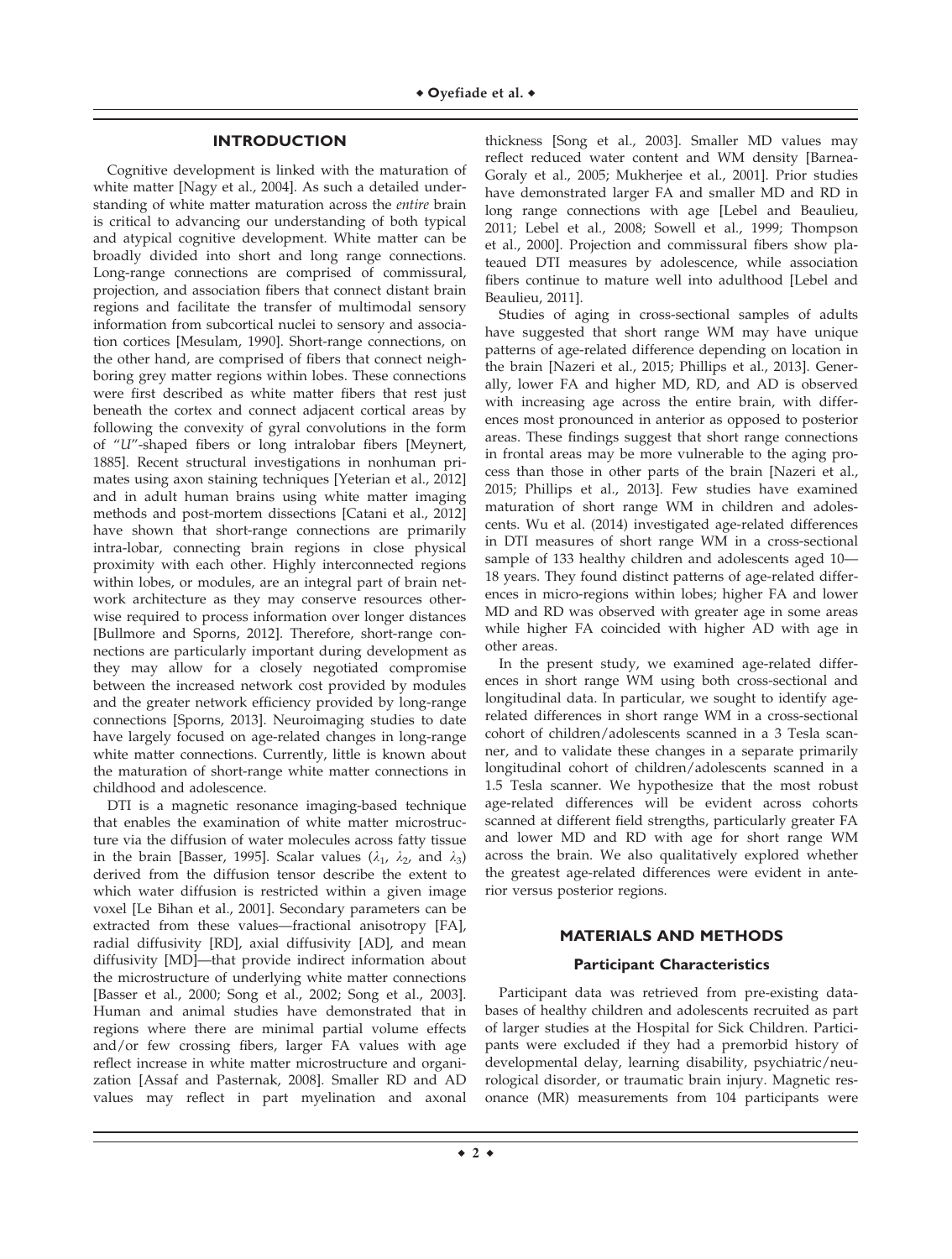## INTRODUCTION

Cognitive development is linked with the maturation of white matter [Nagy et al., 2004]. As such a detailed understanding of white matter maturation across the *entire* brain is critical to advancing our understanding of both typical and atypical cognitive development. White matter can be broadly divided into short and long range connections. Long-range connections are comprised of commissural, projection, and association fibers that connect distant brain regions and facilitate the transfer of multimodal sensory information from subcortical nuclei to sensory and association cortices [Mesulam, 1990]. Short-range connections, on the other hand, are comprised of fibers that connect neighboring grey matter regions within lobes. These connections were first described as white matter fibers that rest just beneath the cortex and connect adjacent cortical areas by following the convexity of gyral convolutions in the form of "*U*"-shaped fibers or long intralobar fibers [Meynert, 1885]. Recent structural investigations in nonhuman primates using axon staining techniques [Yeterian et al., 2012] and in adult human brains using white matter imaging methods and post-mortem dissections [Catani et al., 2012] have shown that short-range connections are primarily intra-lobar, connecting brain regions in close physical proximity with each other. Highly interconnected regions within lobes, or modules, are an integral part of brain network architecture as they may conserve resources otherwise required to process information over longer distances [Bullmore and Sporns, 2012]. Therefore, short-range connections are particularly important during development as they may allow for a closely negotiated compromise between the increased network cost provided by modules and the greater network efficiency provided by long-range connections [Sporns, 2013]. Neuroimaging studies to date have largely focused on age-related changes in long-range white matter connections. Currently, little is known about the maturation of short-range white matter connections in childhood and adolescence.

DTI is a magnetic resonance imaging-based technique that enables the examination of white matter microstructure via the diffusion of water molecules across fatty tissue in the brain [Basser, 1995]. Scalar values ($\lambda_1$, $\lambda_2$, and $\lambda_3$) derived from the diffusion tensor describe the extent to which water diffusion is restricted within a given image voxel [Le Bihan et al., 2001]. Secondary parameters can be extracted from these values—fractional anisotropy [FA], radial diffusivity [RD], axial diffusivity [AD], and mean diffusivity [MD]—that provide indirect information about the microstructure of underlying white matter connections [Basser et al., 2000; Song et al., 2002; Song et al., 2003]. Human and animal studies have demonstrated that in regions where there are minimal partial volume effects and/or few crossing fibers, larger FA values with age reflect increase in white matter microstructure and organization [Assaf and Pasternak, 2008]. Smaller RD and AD values may reflect in part myelination and axonal thickness [Song et al., 2003]. Smaller MD values may reflect reduced water content and WM density [Barnea-Goraly et al., 2005; Mukherjee et al., 2001]. Prior studies have demonstrated larger FA and smaller MD and RD in long range connections with age [Lebel and Beaulieu, 2011; Lebel et al., 2008; Sowell et al., 1999; Thompson et al., 2000]. Projection and commissural fibers show plateaued DTI measures by adolescence, while association fibers continue to mature well into adulthood [Lebel and Beaulieu, 2011].

Studies of aging in cross-sectional samples of adults have suggested that short range WM may have unique patterns of age-related difference depending on location in the brain [Nazeri et al., 2015; Phillips et al., 2013]. Generally, lower FA and higher MD, RD, and AD is observed with increasing age across the entire brain, with differences most pronounced in anterior as opposed to posterior areas. These findings suggest that short range connections in frontal areas may be more vulnerable to the aging process than those in other parts of the brain [Nazeri et al., 2015; Phillips et al., 2013]. Few studies have examined maturation of short range WM in children and adolescents. Wu et al. (2014) investigated age-related differences in DTI measures of short range WM in a cross-sectional sample of 133 healthy children and adolescents aged 10—18 years. They found distinct patterns of age-related differences in micro-regions within lobes; higher FA and lower MD and RD was observed with greater age in some areas while higher FA coincided with higher AD with age in other areas.

In the present study, we examined age-related differences in short range WM using both cross-sectional and longitudinal data. In particular, we sought to identify age-related differences in short range WM in a cross-sectional cohort of children/adolescents scanned in a 3 Tesla scanner, and to validate these changes in a separate primarily longitudinal cohort of children/adolescents scanned in a 1.5 Tesla scanner. We hypothesize that the most robust age-related differences will be evident across cohorts scanned at different field strengths, particularly greater FA and lower MD and RD with age for short range WM across the brain. We also qualitatively explored whether the greatest age-related differences were evident in anterior versus posterior regions.

## MATERIALS AND METHODS

### Participant Characteristics

Participant data was retrieved from pre-existing databases of healthy children and adolescents recruited as part of larger studies at the Hospital for Sick Children. Participants were excluded if they had a premorbid history of developmental delay, learning disability, psychiatric/neurological disorder, or traumatic brain injury. Magnetic resonance (MR) measurements from 104 participants were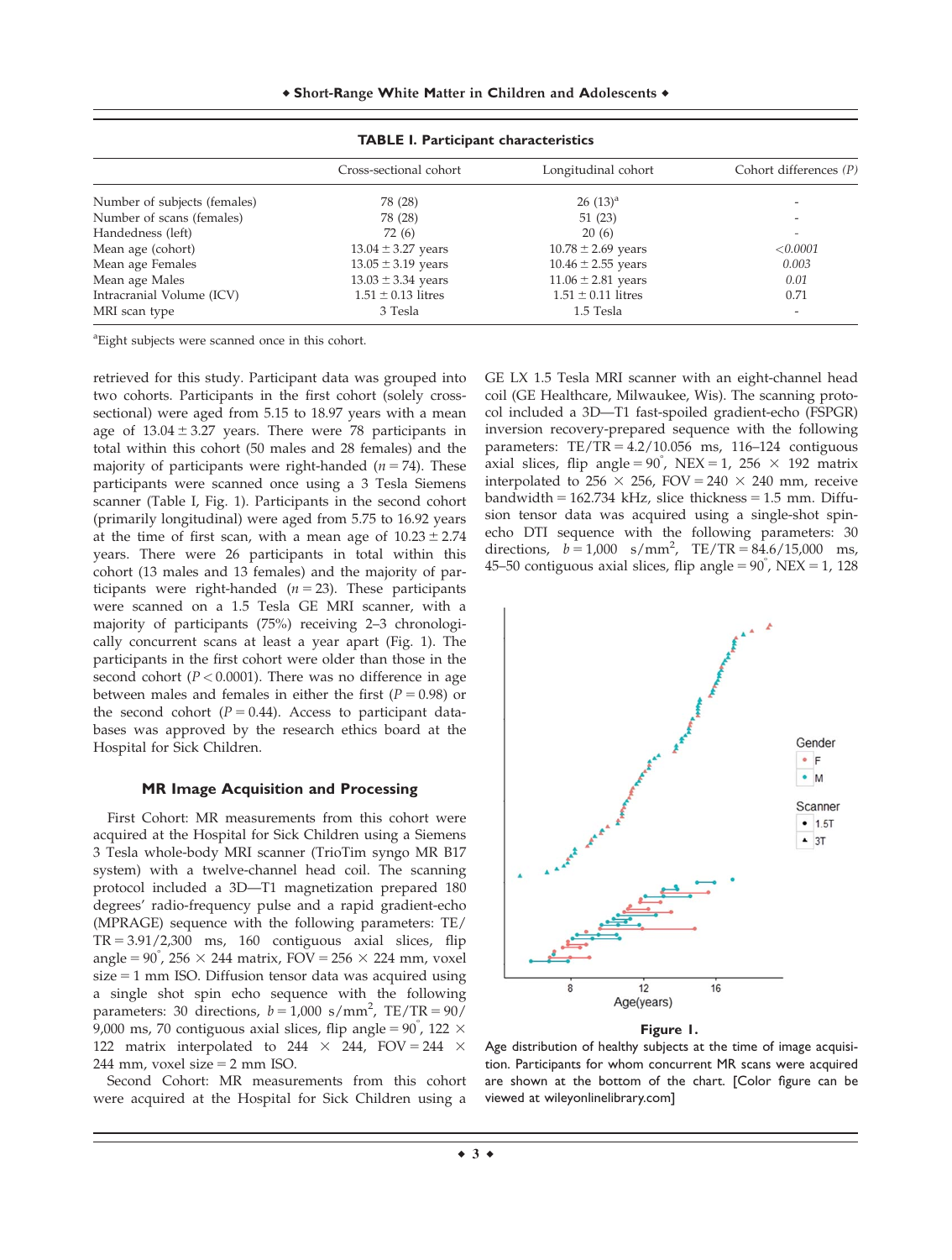**TABLE I. Participant characteristics**

| | Cross-sectional cohort | Longitudinal cohort | Cohort differences (*P*) |
|---|---|---|---|
| Number of subjects (females) | 78 (28) | 26 (13)[a] | - |
| Number of scans (females) | 78 (28) | 51 (23) | - |
| Handedness (left) | 72 (6) | 20 (6) | - |
| Mean age (cohort) | 13.04 ± 3.27 years | 10.78 ± 2.69 years | *<0.0001* |
| Mean age Females | 13.05 ± 3.19 years | 10.46 ± 2.55 years | *0.003* |
| Mean age Males | 13.03 ± 3.34 years | 11.06 ± 2.81 years | *0.01* |
| Intracranial Volume (ICV) | 1.51 ± 0.13 litres | 1.51 ± 0.11 litres | 0.71 |
| MRI scan type | 3 Tesla | 1.5 Tesla | - |

[a]Eight subjects were scanned once in this cohort.

retrieved for this study. Participant data was grouped into two cohorts. Participants in the first cohort (solely cross-sectional) were aged from 5.15 to 18.97 years with a mean age of 13.04 ± 3.27 years. There were 78 participants in total within this cohort (50 males and 28 females) and the majority of participants were right-handed ($n = 74$). These participants were scanned once using a 3 Tesla Siemens scanner (Table I, Fig. 1). Participants in the second cohort (primarily longitudinal) were aged from 5.75 to 16.92 years at the time of first scan, with a mean age of 10.23 ± 2.74 years. There were 26 participants in total within this cohort (13 males and 13 females) and the majority of participants were right-handed ($n = 23$). These participants were scanned on a 1.5 Tesla GE MRI scanner, with a majority of participants (75%) receiving 2–3 chronologically concurrent scans at least a year apart (Fig. 1). The participants in the first cohort were older than those in the second cohort ($P < 0.0001$). There was no difference in age between males and females in either the first ($P = 0.98$) or the second cohort ($P = 0.44$). Access to participant databases was approved by the research ethics board at the Hospital for Sick Children.

### MR Image Acquisition and Processing

First Cohort: MR measurements from this cohort were acquired at the Hospital for Sick Children using a Siemens 3 Tesla whole-body MRI scanner (TrioTim syngo MR B17 system) with a twelve-channel head coil. The scanning protocol included a 3D—T1 magnetization prepared 180 degrees' radio-frequency pulse and a rapid gradient-echo (MPRAGE) sequence with the following parameters: TE/TR = 3.91/2,300 ms, 160 contiguous axial slices, flip angle = 90°, 256 × 244 matrix, FOV = 256 × 224 mm, voxel size = 1 mm ISO. Diffusion tensor data was acquired using a single shot spin echo sequence with the following parameters: 30 directions, $b = 1{,}000$ s/mm$^2$, TE/TR = 90/9,000 ms, 70 contiguous axial slices, flip angle = 90°, 122 × 122 matrix interpolated to 244 × 244, FOV = 244 × 244 mm, voxel size = 2 mm ISO.

Second Cohort: MR measurements from this cohort were acquired at the Hospital for Sick Children using a GE LX 1.5 Tesla MRI scanner with an eight-channel head coil (GE Healthcare, Milwaukee, Wis). The scanning protocol included a 3D—T1 fast-spoiled gradient-echo (FSPGR) inversion recovery-prepared sequence with the following parameters: TE/TR = 4.2/10.056 ms, 116–124 contiguous axial slices, flip angle = 90°, NEX = 1, 256 × 192 matrix interpolated to 256 × 256, FOV = 240 × 240 mm, receive bandwidth = 162.734 kHz, slice thickness = 1.5 mm. Diffusion tensor data was acquired using a single-shot spin-echo DTI sequence with the following parameters: 30 directions, $b = 1{,}000$ s/mm$^2$, TE/TR = 84.6/15,000 ms, 45–50 contiguous axial slices, flip angle = 90°, NEX = 1, 128

**Figure 1.**
Age distribution of healthy subjects at the time of image acquisition. Participants for whom concurrent MR scans were acquired are shown at the bottom of the chart. [Color figure can be viewed at wileyonlinelibrary.com]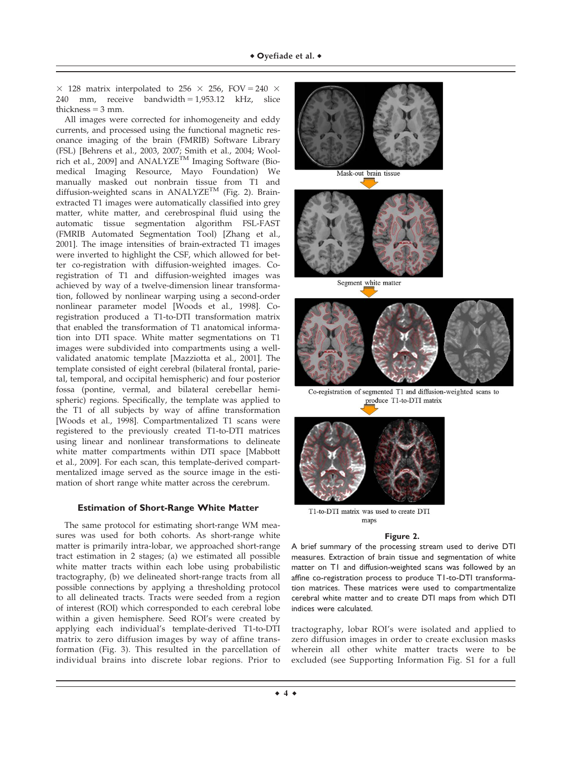× 128 matrix interpolated to 256 × 256, FOV = 240 × 240 mm, receive bandwidth = 1,953.12 kHz, slice thickness = 3 mm.

All images were corrected for inhomogeneity and eddy currents, and processed using the functional magnetic resonance imaging of the brain (FMRIB) Software Library (FSL) [Behrens et al., 2003, 2007; Smith et al., 2004; Woolrich et al., 2009] and ANALYZE™ Imaging Software (Biomedical Imaging Resource, Mayo Foundation) We manually masked out nonbrain tissue from T1 and diffusion-weighted scans in ANALYZE™ (Fig. 2). Brain-extracted T1 images were automatically classified into grey matter, white matter, and cerebrospinal fluid using the automatic tissue segmentation algorithm FSL-FAST (FMRIB Automated Segmentation Tool) [Zhang et al., 2001]. The image intensities of brain-extracted T1 images were inverted to highlight the CSF, which allowed for better co-registration with diffusion-weighted images. Co-registration of T1 and diffusion-weighted images was achieved by way of a twelve-dimension linear transformation, followed by nonlinear warping using a second-order nonlinear parameter model [Woods et al., 1998]. Co-registration produced a T1-to-DTI transformation matrix that enabled the transformation of T1 anatomical information into DTI space. White matter segmentations on T1 images were subdivided into compartments using a well-validated anatomic template [Mazziotta et al., 2001]. The template consisted of eight cerebral (bilateral frontal, parietal, temporal, and occipital hemispheric) and four posterior fossa (pontine, vermal, and bilateral cerebellar hemispheric) regions. Specifically, the template was applied to the T1 of all subjects by way of affine transformation [Woods et al., 1998]. Compartmentalized T1 scans were registered to the previously created T1-to-DTI matrices using linear and nonlinear transformations to delineate white matter compartments within DTI space [Mabbott et al., 2009]. For each scan, this template-derived compartmentalized image served as the source image in the estimation of short range white matter across the cerebrum.

### Estimation of Short-Range White Matter

The same protocol for estimating short-range WM measures was used for both cohorts. As short-range white matter is primarily intra-lobar, we approached short-range tract estimation in 2 stages; (a) we estimated all possible white matter tracts within each lobe using probabilistic tractography, (b) we delineated short-range tracts from all possible connections by applying a thresholding protocol to all delineated tracts. Tracts were seeded from a region of interest (ROI) which corresponded to each cerebral lobe within a given hemisphere. Seed ROI's were created by applying each individual's template-derived T1-to-DTI matrix to zero diffusion images by way of affine transformation (Fig. 3). This resulted in the parcellation of individual brains into discrete lobar regions. Prior to tractography, lobar ROI's were isolated and applied to zero diffusion images in order to create exclusion masks wherein all other white matter tracts were to be excluded (see Supporting Information Fig. S1 for a full

Mask-out brain tissue

Segment white matter

Co-registration of segmented T1 and diffusion-weighted scans to produce T1-to-DTI matrix

T1-to-DTI matrix was used to create DTI maps

**Figure 2.**

A brief summary of the processing stream used to derive DTI measures. Extraction of brain tissue and segmentation of white matter on T1 and diffusion-weighted scans was followed by an affine co-registration process to produce T1-to-DTI transformation matrices. These matrices were used to compartmentalize cerebral white matter and to create DTI maps from which DTI indices were calculated.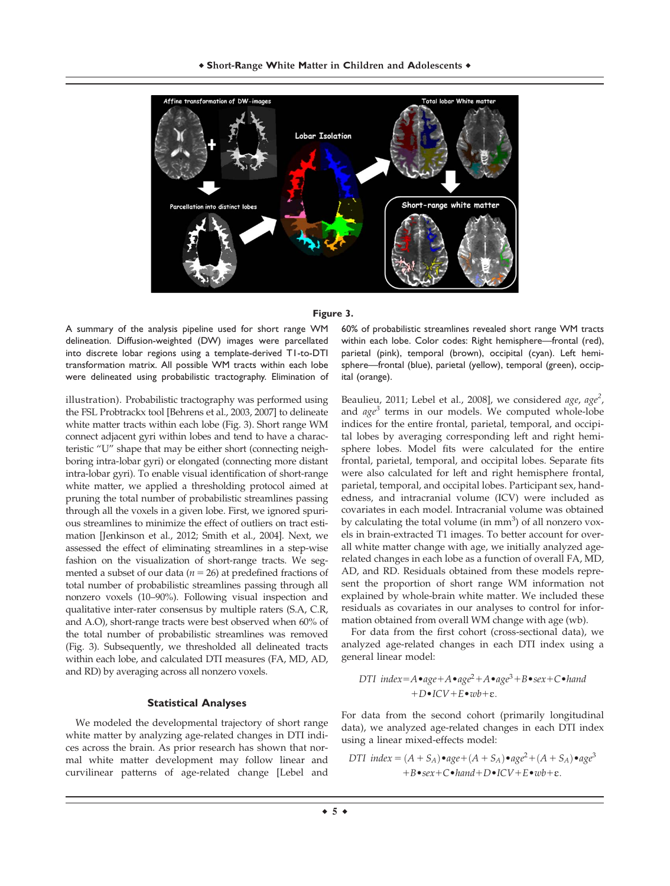**Figure 3.**

A summary of the analysis pipeline used for short range WM delineation. Diffusion-weighted (DW) images were parcellated into discrete lobar regions using a template-derived T1-to-DTI transformation matrix. All possible WM tracts within each lobe were delineated using probabilistic tractography. Elimination of 60% of probabilistic streamlines revealed short range WM tracts within each lobe. Color codes: Right hemisphere—frontal (red), parietal (pink), temporal (brown), occipital (cyan). Left hemisphere—frontal (blue), parietal (yellow), temporal (green), occipital (orange).

illustration). Probabilistic tractography was performed using the FSL Probtrackx tool [Behrens et al., 2003, 2007] to delineate white matter tracts within each lobe (Fig. 3). Short range WM connect adjacent gyri within lobes and tend to have a characteristic "U" shape that may be either short (connecting neighboring intra-lobar gyri) or elongated (connecting more distant intra-lobar gyri). To enable visual identification of short-range white matter, we applied a thresholding protocol aimed at pruning the total number of probabilistic streamlines passing through all the voxels in a given lobe. First, we ignored spurious streamlines to minimize the effect of outliers on tract estimation [Jenkinson et al., 2012; Smith et al., 2004]. Next, we assessed the effect of eliminating streamlines in a step-wise fashion on the visualization of short-range tracts. We segmented a subset of our data ($n = 26$) at predefined fractions of total number of probabilistic streamlines passing through all nonzero voxels (10–90%). Following visual inspection and qualitative inter-rater consensus by multiple raters (S.A, C.R, and A.O), short-range tracts were best observed when 60% of the total number of probabilistic streamlines was removed (Fig. 3). Subsequently, we thresholded all delineated tracts within each lobe, and calculated DTI measures (FA, MD, AD, and RD) by averaging across all nonzero voxels.

## Statistical Analyses

We modeled the developmental trajectory of short range white matter by analyzing age-related changes in DTI indices across the brain. As prior research has shown that normal white matter development may follow linear and curvilinear patterns of age-related change [Lebel and Beaulieu, 2011; Lebel et al., 2008], we considered *age*, $age^2$, and $age^3$ terms in our models. We computed whole-lobe indices for the entire frontal, parietal, temporal, and occipital lobes by averaging corresponding left and right hemisphere lobes. Model fits were calculated for the entire frontal, parietal, temporal, and occipital lobes. Separate fits were also calculated for left and right hemisphere frontal, parietal, temporal, and occipital lobes. Participant sex, handedness, and intracranial volume (ICV) were included as covariates in each model. Intracranial volume was obtained by calculating the total volume (in mm$^3$) of all nonzero voxels in brain-extracted T1 images. To better account for overall white matter change with age, we initially analyzed age-related changes in each lobe as a function of overall FA, MD, AD, and RD. Residuals obtained from these models represent the proportion of short range WM information not explained by whole-brain white matter. We included these residuals as covariates in our analyses to control for information obtained from overall WM change with age (wb).

For data from the first cohort (cross-sectional data), we analyzed age-related changes in each DTI index using a general linear model:

$$DTI\ \ index = A{\bullet}age + A{\bullet}age^2 + A{\bullet}age^3 + B{\bullet}sex + C{\bullet}hand + D{\bullet}ICV + E{\bullet}wb + \varepsilon.$$

For data from the second cohort (primarily longitudinal data), we analyzed age-related changes in each DTI index using a linear mixed-effects model:

$$DTI\ \ index = (A + S_A){\bullet}age + (A + S_A){\bullet}age^2 + (A + S_A){\bullet}age^3 + B{\bullet}sex + C{\bullet}hand + D{\bullet}ICV + E{\bullet}wb + \varepsilon.$$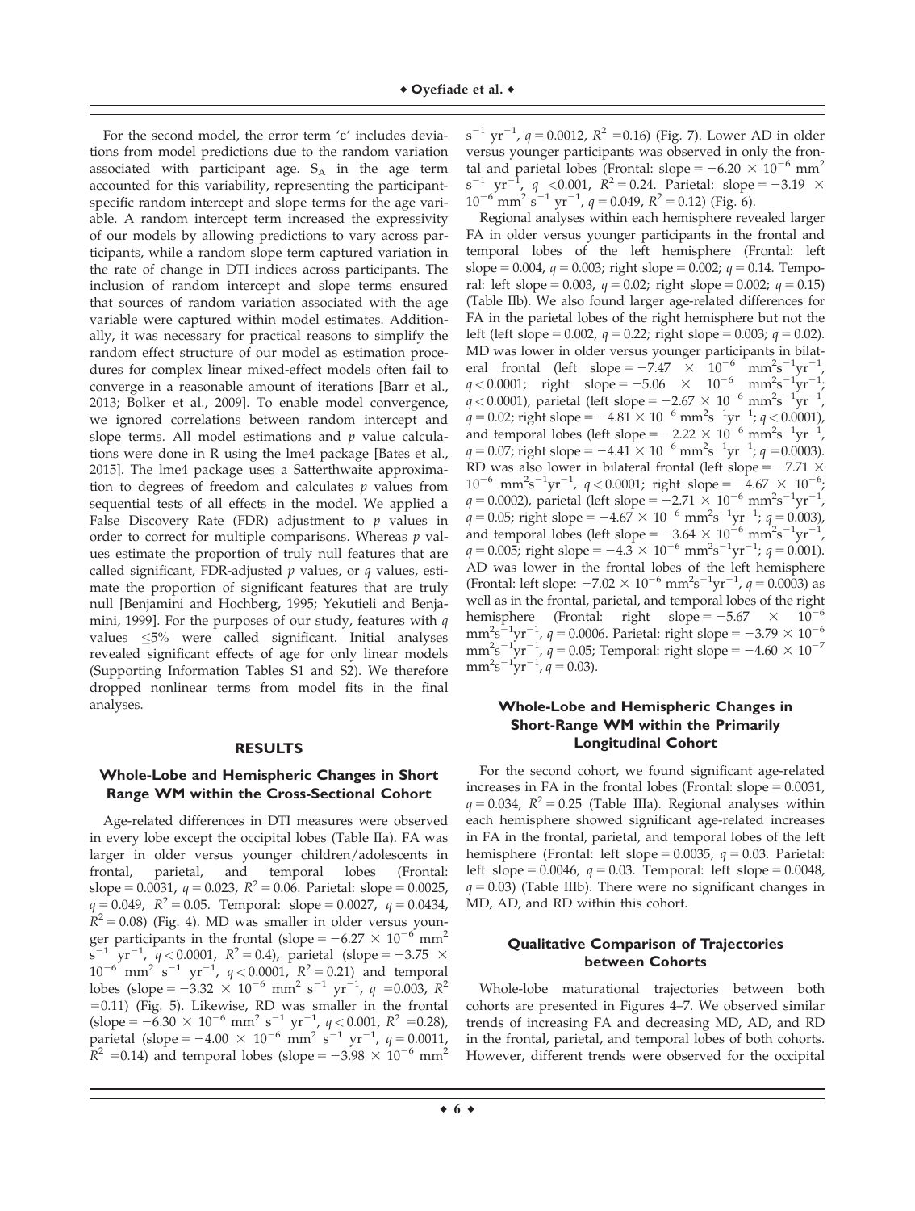For the second model, the error term 'ε' includes deviations from model predictions due to the random variation associated with participant age. $S_A$ in the age term accounted for this variability, representing the participant-specific random intercept and slope terms for the age variable. A random intercept term increased the expressivity of our models by allowing predictions to vary across participants, while a random slope term captured variation in the rate of change in DTI indices across participants. The inclusion of random intercept and slope terms ensured that sources of random variation associated with the age variable were captured within model estimates. Additionally, it was necessary for practical reasons to simplify the random effect structure of our model as estimation procedures for complex linear mixed-effect models often fail to converge in a reasonable amount of iterations [Barr et al., 2013; Bolker et al., 2009]. To enable model convergence, we ignored correlations between random intercept and slope terms. All model estimations and $p$ value calculations were done in R using the lme4 package [Bates et al., 2015]. The lme4 package uses a Satterthwaite approximation to degrees of freedom and calculates $p$ values from sequential tests of all effects in the model. We applied a False Discovery Rate (FDR) adjustment to $p$ values in order to correct for multiple comparisons. Whereas $p$ values estimate the proportion of truly null features that are called significant, FDR-adjusted $p$ values, or $q$ values, estimate the proportion of significant features that are truly null [Benjamini and Hochberg, 1995; Yekutieli and Benjamini, 1999]. For the purposes of our study, features with $q$ values $\leq$5% were called significant. Initial analyses revealed significant effects of age for only linear models (Supporting Information Tables S1 and S2). We therefore dropped nonlinear terms from model fits in the final analyses.

## RESULTS

### Whole-Lobe and Hemispheric Changes in Short Range WM within the Cross-Sectional Cohort

Age-related differences in DTI measures were observed in every lobe except the occipital lobes (Table IIa). FA was larger in older versus younger children/adolescents in frontal, parietal, and temporal lobes (Frontal: slope = 0.0031, $q = 0.023$, $R^2 = 0.06$. Parietal: slope = 0.0025, $q = 0.049$, $R^2 = 0.05$. Temporal: slope = 0.0027, $q = 0.0434$, $R^2 = 0.08$) (Fig. 4). MD was smaller in older versus younger participants in the frontal (slope = $-6.27 \times 10^{-6}$ mm$^2$ s$^{-1}$ yr$^{-1}$, $q < 0.0001$, $R^2 = 0.4$), parietal (slope = $-3.75 \times 10^{-6}$ mm$^2$ s$^{-1}$ yr$^{-1}$, $q < 0.0001$, $R^2 = 0.21$) and temporal lobes (slope = $-3.32 \times 10^{-6}$ mm$^2$ s$^{-1}$ yr$^{-1}$, $q = 0.003$, $R^2 = 0.11$) (Fig. 5). Likewise, RD was smaller in the frontal (slope = $-6.30 \times 10^{-6}$ mm$^2$ s$^{-1}$ yr$^{-1}$, $q < 0.001$, $R^2 = 0.28$), parietal (slope = $-4.00 \times 10^{-6}$ mm$^2$ s$^{-1}$ yr$^{-1}$, $q = 0.0011$, $R^2 = 0.14$) and temporal lobes (slope = $-3.98 \times 10^{-6}$ mm$^2$ s$^{-1}$ yr$^{-1}$, $q = 0.0012$, $R^2 = 0.16$) (Fig. 7). Lower AD in older versus younger participants was observed in only the frontal and parietal lobes (Frontal: slope = $-6.20 \times 10^{-6}$ mm$^2$ s$^{-1}$ yr$^{-1}$, $q < 0.001$, $R^2 = 0.24$. Parietal: slope = $-3.19 \times 10^{-6}$ mm$^2$ s$^{-1}$ yr$^{-1}$, $q = 0.049$, $R^2 = 0.12$) (Fig. 6).

Regional analyses within each hemisphere revealed larger FA in older versus younger participants in the frontal and temporal lobes of the left hemisphere (Frontal: left slope = 0.004, $q = 0.003$; right slope = 0.002; $q = 0.14$. Temporal: left slope = 0.003, $q = 0.02$; right slope = 0.002; $q = 0.15$) (Table IIb). We also found larger age-related differences for FA in the parietal lobes of the right hemisphere but not the left (left slope = 0.002, $q = 0.22$; right slope = 0.003; $q = 0.02$). MD was lower in older versus younger participants in bilateral frontal (left slope = $-7.47 \times 10^{-6}$ mm$^2$s$^{-1}$yr$^{-1}$, $q < 0.0001$; right slope = $-5.06 \times 10^{-6}$ mm$^2$s$^{-1}$yr$^{-1}$; $q < 0.0001$), parietal (left slope = $-2.67 \times 10^{-6}$ mm$^2$s$^{-1}$yr$^{-1}$, $q = 0.02$; right slope = $-4.81 \times 10^{-6}$ mm$^2$s$^{-1}$yr$^{-1}$; $q < 0.0001$), and temporal lobes (left slope = $-2.22 \times 10^{-6}$ mm$^2$s$^{-1}$yr$^{-1}$, $q = 0.07$; right slope = $-4.41 \times 10^{-6}$ mm$^2$s$^{-1}$yr$^{-1}$; $q = 0.0003$). RD was also lower in bilateral frontal (left slope = $-7.71 \times 10^{-6}$ mm$^2$s$^{-1}$yr$^{-1}$, $q < 0.0001$; right slope = $-4.67 \times 10^{-6}$; $q = 0.0002$), parietal (left slope = $-2.71 \times 10^{-6}$ mm$^2$s$^{-1}$yr$^{-1}$, $q = 0.05$; right slope = $-4.67 \times 10^{-6}$ mm$^2$s$^{-1}$yr$^{-1}$; $q = 0.003$), and temporal lobes (left slope = $-3.64 \times 10^{-6}$ mm$^2$s$^{-1}$yr$^{-1}$, $q = 0.005$; right slope = $-4.3 \times 10^{-6}$ mm$^2$s$^{-1}$yr$^{-1}$; $q = 0.001$). AD was lower in the frontal lobes of the left hemisphere (Frontal: left slope: $-7.02 \times 10^{-6}$ mm$^2$s$^{-1}$yr$^{-1}$, $q = 0.0003$) as well as in the frontal, parietal, and temporal lobes of the right hemisphere (Frontal: right slope = $-5.67 \times 10^{-6}$ mm$^2$s$^{-1}$yr$^{-1}$, $q = 0.0006$. Parietal: right slope = $-3.79 \times 10^{-6}$ mm$^2$s$^{-1}$yr$^{-1}$, $q = 0.05$; Temporal: right slope = $-4.60 \times 10^{-7}$ mm$^2$s$^{-1}$yr$^{-1}$, $q = 0.03$).

### Whole-Lobe and Hemispheric Changes in Short-Range WM within the Primarily Longitudinal Cohort

For the second cohort, we found significant age-related increases in FA in the frontal lobes (Frontal: slope = 0.0031, $q = 0.034$, $R^2 = 0.25$ (Table IIIa). Regional analyses within each hemisphere showed significant age-related increases in FA in the frontal, parietal, and temporal lobes of the left hemisphere (Frontal: left slope = 0.0035, $q = 0.03$. Parietal: left slope = 0.0046, $q = 0.03$. Temporal: left slope = 0.0048, $q = 0.03$) (Table IIIb). There were no significant changes in MD, AD, and RD within this cohort.

### Qualitative Comparison of Trajectories between Cohorts

Whole-lobe maturational trajectories between both cohorts are presented in Figures 4–7. We observed similar trends of increasing FA and decreasing MD, AD, and RD in the frontal, parietal, and temporal lobes of both cohorts. However, different trends were observed for the occipital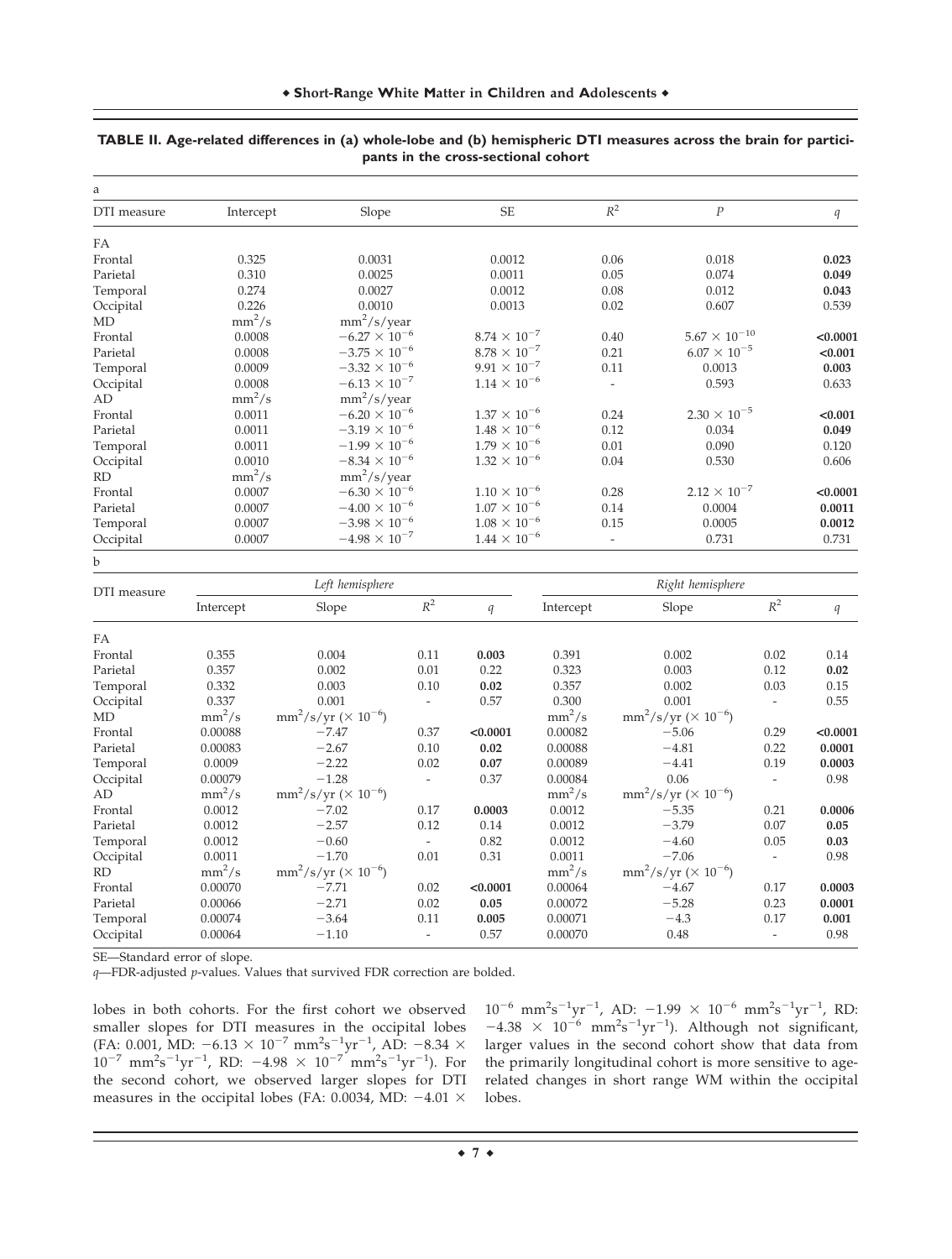**TABLE II. Age-related differences in (a) whole-lobe and (b) hemispheric DTI measures across the brain for participants in the cross-sectional cohort**

a

| DTI measure | Intercept | Slope | SE | $R^2$ | $P$ | $q$ |
|---|---|---|---|---|---|---|
| FA | | | | | | |
| Frontal | 0.325 | 0.0031 | 0.0012 | 0.06 | 0.018 | **0.023** |
| Parietal | 0.310 | 0.0025 | 0.0011 | 0.05 | 0.074 | **0.049** |
| Temporal | 0.274 | 0.0027 | 0.0012 | 0.08 | 0.012 | **0.043** |
| Occipital | 0.226 | 0.0010 | 0.0013 | 0.02 | 0.607 | 0.539 |
| MD | $mm^2/s$ | $mm^2/s/year$ | | | | |
| Frontal | 0.0008 | $-6.27 \times 10^{-6}$ | $8.74 \times 10^{-7}$ | 0.40 | $5.67 \times 10^{-10}$ | **<0.0001** |
| Parietal | 0.0008 | $-3.75 \times 10^{-6}$ | $8.78 \times 10^{-7}$ | 0.21 | $6.07 \times 10^{-5}$ | **<0.001** |
| Temporal | 0.0009 | $-3.32 \times 10^{-6}$ | $9.91 \times 10^{-7}$ | 0.11 | 0.0013 | **0.003** |
| Occipital | 0.0008 | $-6.13 \times 10^{-7}$ | $1.14 \times 10^{-6}$ | - | 0.593 | 0.633 |
| AD | $mm^2/s$ | $mm^2/s/year$ | | | | |
| Frontal | 0.0011 | $-6.20 \times 10^{-6}$ | $1.37 \times 10^{-6}$ | 0.24 | $2.30 \times 10^{-5}$ | **<0.001** |
| Parietal | 0.0011 | $-3.19 \times 10^{-6}$ | $1.48 \times 10^{-6}$ | 0.12 | 0.034 | **0.049** |
| Temporal | 0.0011 | $-1.99 \times 10^{-6}$ | $1.79 \times 10^{-6}$ | 0.01 | 0.090 | 0.120 |
| Occipital | 0.0010 | $-8.34 \times 10^{-6}$ | $1.32 \times 10^{-6}$ | 0.04 | 0.530 | 0.606 |
| RD | $mm^2/s$ | $mm^2/s/year$ | | | | |
| Frontal | 0.0007 | $-6.30 \times 10^{-6}$ | $1.10 \times 10^{-6}$ | 0.28 | $2.12 \times 10^{-7}$ | **<0.0001** |
| Parietal | 0.0007 | $-4.00 \times 10^{-6}$ | $1.07 \times 10^{-6}$ | 0.14 | 0.0004 | **0.0011** |
| Temporal | 0.0007 | $-3.98 \times 10^{-6}$ | $1.08 \times 10^{-6}$ | 0.15 | 0.0005 | **0.0012** |
| Occipital | 0.0007 | $-4.98 \times 10^{-7}$ | $1.44 \times 10^{-6}$ | - | 0.731 | 0.731 |

b

| DTI measure | *Left hemisphere* | | | | *Right hemisphere* | | | |
|---|---|---|---|---|---|---|---|---|
| | Intercept | Slope | $R^2$ | $q$ | Intercept | Slope | $R^2$ | $q$ |
| FA | | | | | | | | |
| Frontal | 0.355 | 0.004 | 0.11 | **0.003** | 0.391 | 0.002 | 0.02 | 0.14 |
| Parietal | 0.357 | 0.002 | 0.01 | 0.22 | 0.323 | 0.003 | 0.12 | **0.02** |
| Temporal | 0.332 | 0.003 | 0.10 | **0.02** | 0.357 | 0.002 | 0.03 | 0.15 |
| Occipital | 0.337 | 0.001 | - | 0.57 | 0.300 | 0.001 | - | 0.55 |
| MD | $mm^2/s$ | $mm^2/s/yr$ ($\times 10^{-6}$) | | | $mm^2/s$ | $mm^2/s/yr$ ($\times 10^{-6}$) | | |
| Frontal | 0.00088 | −7.47 | 0.37 | **<0.0001** | 0.00082 | −5.06 | 0.29 | **<0.0001** |
| Parietal | 0.00083 | −2.67 | 0.10 | **0.02** | 0.00088 | −4.81 | 0.22 | **0.0001** |
| Temporal | 0.0009 | −2.22 | 0.02 | **0.07** | 0.00089 | −4.41 | 0.19 | **0.0003** |
| Occipital | 0.00079 | −1.28 | - | 0.37 | 0.00084 | 0.06 | - | 0.98 |
| AD | $mm^2/s$ | $mm^2/s/yr$ ($\times 10^{-6}$) | | | $mm^2/s$ | $mm^2/s/yr$ ($\times 10^{-6}$) | | |
| Frontal | 0.0012 | −7.02 | 0.17 | **0.0003** | 0.0012 | −5.35 | 0.21 | **0.0006** |
| Parietal | 0.0012 | −2.57 | 0.12 | 0.14 | 0.0012 | −3.79 | 0.07 | **0.05** |
| Temporal | 0.0012 | −0.60 | - | 0.82 | 0.0012 | −4.60 | 0.05 | **0.03** |
| Occipital | 0.0011 | −1.70 | 0.01 | 0.31 | 0.0011 | −7.06 | - | 0.98 |
| RD | $mm^2/s$ | $mm^2/s/yr$ ($\times 10^{-6}$) | | | $mm^2/s$ | $mm^2/s/yr$ ($\times 10^{-6}$) | | |
| Frontal | 0.00070 | −7.71 | 0.02 | **<0.0001** | 0.00064 | −4.67 | 0.17 | **0.0003** |
| Parietal | 0.00066 | −2.71 | 0.02 | **0.05** | 0.00072 | −5.28 | 0.23 | **0.0001** |
| Temporal | 0.00074 | −3.64 | 0.11 | **0.005** | 0.00071 | −4.3 | 0.17 | **0.001** |
| Occipital | 0.00064 | −1.10 | - | 0.57 | 0.00070 | 0.48 | - | 0.98 |

SE—Standard error of slope.
$q$—FDR-adjusted $p$-values. Values that survived FDR correction are bolded.

lobes in both cohorts. For the first cohort we observed smaller slopes for DTI measures in the occipital lobes (FA: 0.001, MD: $-6.13 \times 10^{-7}$ $mm^2s^{-1}yr^{-1}$, AD: $-8.34 \times 10^{-7}$ $mm^2s^{-1}yr^{-1}$, RD: $-4.98 \times 10^{-7}$ $mm^2s^{-1}yr^{-1}$). For the second cohort, we observed larger slopes for DTI measures in the occipital lobes (FA: 0.0034, MD: $-4.01 \times 10^{-6}$ $mm^2s^{-1}yr^{-1}$, AD: $-1.99 \times 10^{-6}$ $mm^2s^{-1}yr^{-1}$, RD: $-4.38 \times 10^{-6}$ $mm^2s^{-1}yr^{-1}$). Although not significant, larger values in the second cohort show that data from the primarily longitudinal cohort is more sensitive to age-related changes in short range WM within the occipital lobes.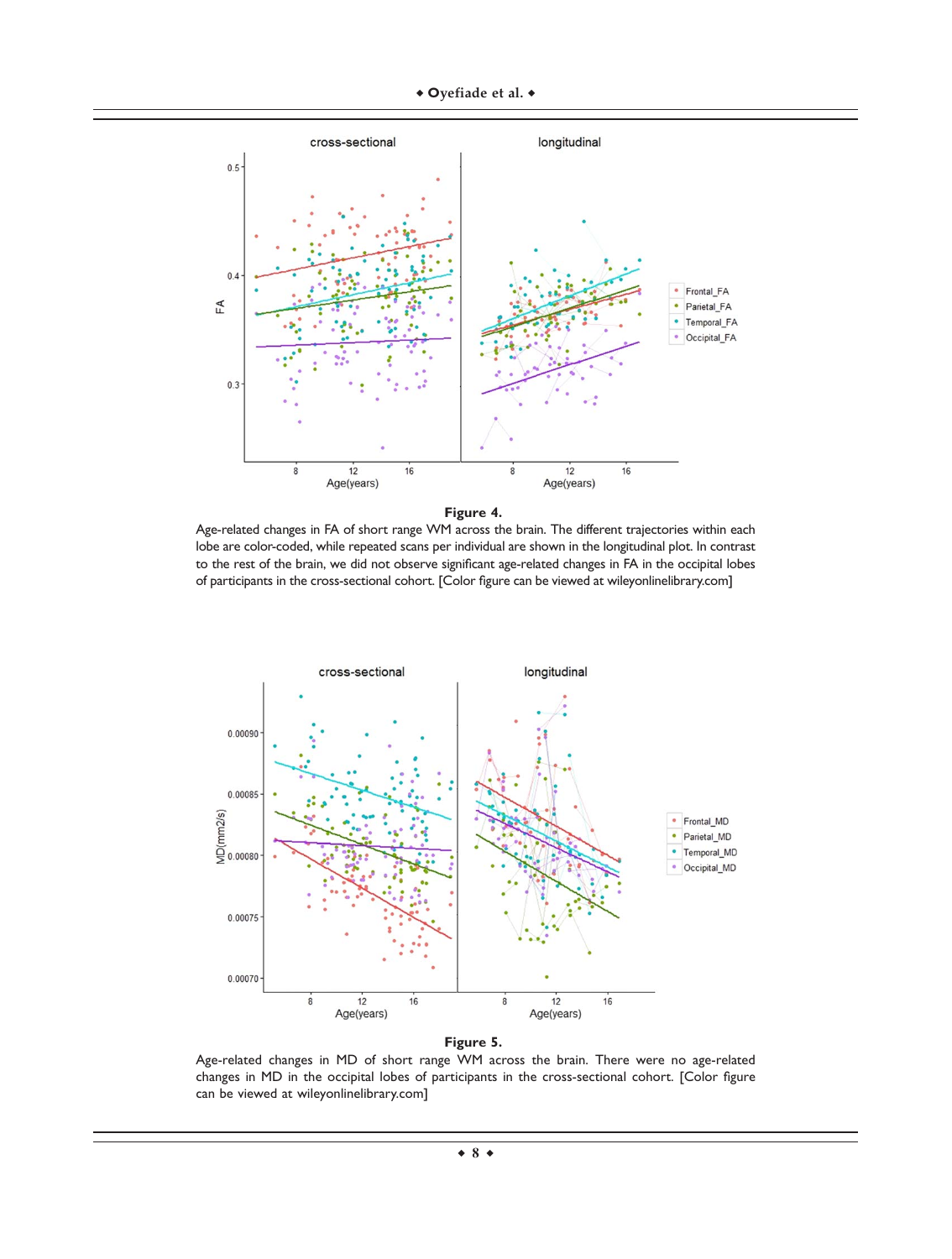**Figure 4.**

Age-related changes in FA of short range WM across the brain. The different trajectories within each lobe are color-coded, while repeated scans per individual are shown in the longitudinal plot. In contrast to the rest of the brain, we did not observe significant age-related changes in FA in the occipital lobes of participants in the cross-sectional cohort. [Color figure can be viewed at wileyonlinelibrary.com]

**Figure 5.**

Age-related changes in MD of short range WM across the brain. There were no age-related changes in MD in the occipital lobes of participants in the cross-sectional cohort. [Color figure can be viewed at wileyonlinelibrary.com]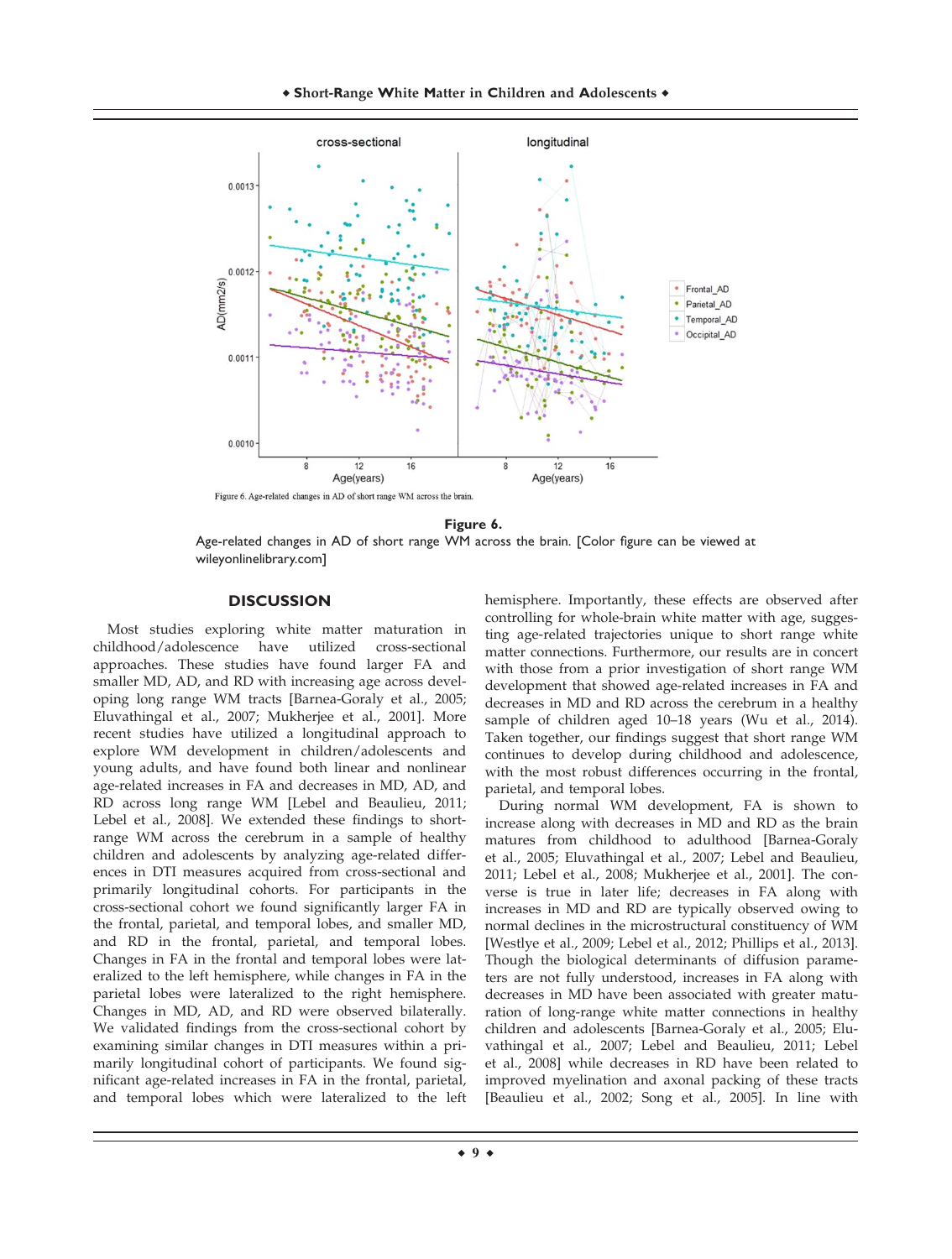Figure 6. Age-related changes in AD of short range WM across the brain.

**Figure 6.**

Age-related changes in AD of short range WM across the brain. [Color figure can be viewed at wileyonlinelibrary.com]

## DISCUSSION

Most studies exploring white matter maturation in childhood/adolescence have utilized cross-sectional approaches. These studies have found larger FA and smaller MD, AD, and RD with increasing age across developing long range WM tracts [Barnea-Goraly et al., 2005; Eluvathingal et al., 2007; Mukherjee et al., 2001]. More recent studies have utilized a longitudinal approach to explore WM development in children/adolescents and young adults, and have found both linear and nonlinear age-related increases in FA and decreases in MD, AD, and RD across long range WM [Lebel and Beaulieu, 2011; Lebel et al., 2008]. We extended these findings to short-range WM across the cerebrum in a sample of healthy children and adolescents by analyzing age-related differences in DTI measures acquired from cross-sectional and primarily longitudinal cohorts. For participants in the cross-sectional cohort we found significantly larger FA in the frontal, parietal, and temporal lobes, and smaller MD, and RD in the frontal, parietal, and temporal lobes. Changes in FA in the frontal and temporal lobes were lateralized to the left hemisphere, while changes in FA in the parietal lobes were lateralized to the right hemisphere. Changes in MD, AD, and RD were observed bilaterally. We validated findings from the cross-sectional cohort by examining similar changes in DTI measures within a primarily longitudinal cohort of participants. We found significant age-related increases in FA in the frontal, parietal, and temporal lobes which were lateralized to the left hemisphere. Importantly, these effects are observed after controlling for whole-brain white matter with age, suggesting age-related trajectories unique to short range white matter connections. Furthermore, our results are in concert with those from a prior investigation of short range WM development that showed age-related increases in FA and decreases in MD and RD across the cerebrum in a healthy sample of children aged 10–18 years (Wu et al., 2014). Taken together, our findings suggest that short range WM continues to develop during childhood and adolescence, with the most robust differences occurring in the frontal, parietal, and temporal lobes.

During normal WM development, FA is shown to increase along with decreases in MD and RD as the brain matures from childhood to adulthood [Barnea-Goraly et al., 2005; Eluvathingal et al., 2007; Lebel and Beaulieu, 2011; Lebel et al., 2008; Mukherjee et al., 2001]. The converse is true in later life; decreases in FA along with increases in MD and RD are typically observed owing to normal declines in the microstructural constituency of WM [Westlye et al., 2009; Lebel et al., 2012; Phillips et al., 2013]. Though the biological determinants of diffusion parameters are not fully understood, increases in FA along with decreases in MD have been associated with greater maturation of long-range white matter connections in healthy children and adolescents [Barnea-Goraly et al., 2005; Eluvathingal et al., 2007; Lebel and Beaulieu, 2011; Lebel et al., 2008] while decreases in RD have been related to improved myelination and axonal packing of these tracts [Beaulieu et al., 2002; Song et al., 2005]. In line with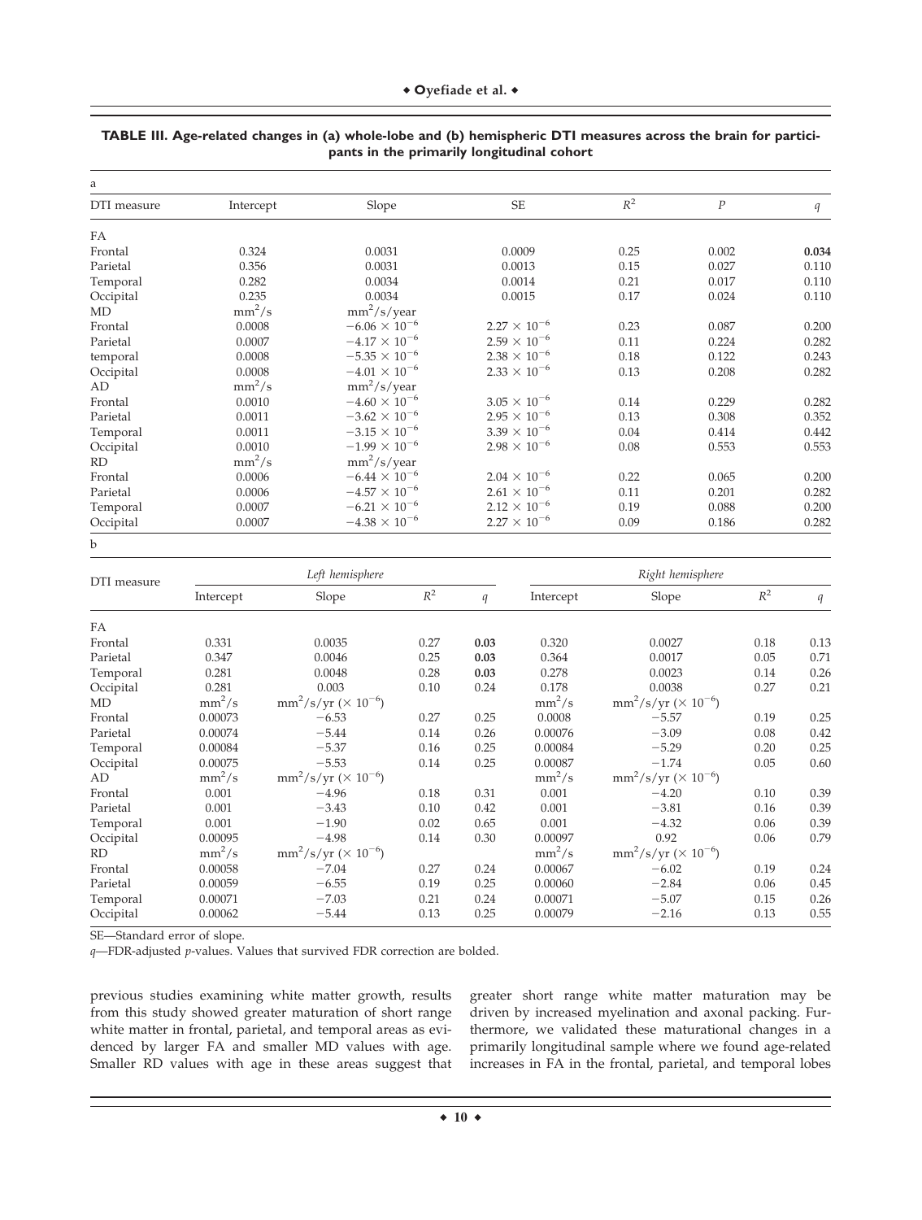**TABLE III. Age-related changes in (a) whole-lobe and (b) hemispheric DTI measures across the brain for participants in the primarily longitudinal cohort**

a

| DTI measure | Intercept | Slope | SE | $R^2$ | $P$ | $q$ |
|---|---|---|---|---|---|---|
| FA | | | | | | |
| Frontal | 0.324 | 0.0031 | 0.0009 | 0.25 | 0.002 | **0.034** |
| Parietal | 0.356 | 0.0031 | 0.0013 | 0.15 | 0.027 | 0.110 |
| Temporal | 0.282 | 0.0034 | 0.0014 | 0.21 | 0.017 | 0.110 |
| Occipital | 0.235 | 0.0034 | 0.0015 | 0.17 | 0.024 | 0.110 |
| MD | $mm^2/s$ | $mm^2/s/year$ | | | | |
| Frontal | 0.0008 | $-6.06 \times 10^{-6}$ | $2.27 \times 10^{-6}$ | 0.23 | 0.087 | 0.200 |
| Parietal | 0.0007 | $-4.17 \times 10^{-6}$ | $2.59 \times 10^{-6}$ | 0.11 | 0.224 | 0.282 |
| temporal | 0.0008 | $-5.35 \times 10^{-6}$ | $2.38 \times 10^{-6}$ | 0.18 | 0.122 | 0.243 |
| Occipital | 0.0008 | $-4.01 \times 10^{-6}$ | $2.33 \times 10^{-6}$ | 0.13 | 0.208 | 0.282 |
| AD | $mm^2/s$ | $mm^2/s/year$ | | | | |
| Frontal | 0.0010 | $-4.60 \times 10^{-6}$ | $3.05 \times 10^{-6}$ | 0.14 | 0.229 | 0.282 |
| Parietal | 0.0011 | $-3.62 \times 10^{-6}$ | $2.95 \times 10^{-6}$ | 0.13 | 0.308 | 0.352 |
| Temporal | 0.0011 | $-3.15 \times 10^{-6}$ | $3.39 \times 10^{-6}$ | 0.04 | 0.414 | 0.442 |
| Occipital | 0.0010 | $-1.99 \times 10^{-6}$ | $2.98 \times 10^{-6}$ | 0.08 | 0.553 | 0.553 |
| RD | $mm^2/s$ | $mm^2/s/year$ | | | | |
| Frontal | 0.0006 | $-6.44 \times 10^{-6}$ | $2.04 \times 10^{-6}$ | 0.22 | 0.065 | 0.200 |
| Parietal | 0.0006 | $-4.57 \times 10^{-6}$ | $2.61 \times 10^{-6}$ | 0.11 | 0.201 | 0.282 |
| Temporal | 0.0007 | $-6.21 \times 10^{-6}$ | $2.12 \times 10^{-6}$ | 0.19 | 0.088 | 0.200 |
| Occipital | 0.0007 | $-4.38 \times 10^{-6}$ | $2.27 \times 10^{-6}$ | 0.09 | 0.186 | 0.282 |

b

| DTI measure | *Left hemisphere* | | | | *Right hemisphere* | | | |
|---|---|---|---|---|---|---|---|---|
| | Intercept | Slope | $R^2$ | $q$ | Intercept | Slope | $R^2$ | $q$ |
| FA | | | | | | | | |
| Frontal | 0.331 | 0.0035 | 0.27 | **0.03** | 0.320 | 0.0027 | 0.18 | 0.13 |
| Parietal | 0.347 | 0.0046 | 0.25 | **0.03** | 0.364 | 0.0017 | 0.05 | 0.71 |
| Temporal | 0.281 | 0.0048 | 0.28 | **0.03** | 0.278 | 0.0023 | 0.14 | 0.26 |
| Occipital | 0.281 | 0.003 | 0.10 | 0.24 | 0.178 | 0.0038 | 0.27 | 0.21 |
| MD | $mm^2/s$ | $mm^2/s/yr$ ($\times 10^{-6}$) | | | $mm^2/s$ | $mm^2/s/yr$ ($\times 10^{-6}$) | | |
| Frontal | 0.00073 | −6.53 | 0.27 | 0.25 | 0.0008 | −5.57 | 0.19 | 0.25 |
| Parietal | 0.00074 | −5.44 | 0.14 | 0.26 | 0.00076 | −3.09 | 0.08 | 0.42 |
| Temporal | 0.00084 | −5.37 | 0.16 | 0.25 | 0.00084 | −5.29 | 0.20 | 0.25 |
| Occipital | 0.00075 | −5.53 | 0.14 | 0.25 | 0.00087 | −1.74 | 0.05 | 0.60 |
| AD | $mm^2/s$ | $mm^2/s/yr$ ($\times 10^{-6}$) | | | $mm^2/s$ | $mm^2/s/yr$ ($\times 10^{-6}$) | | |
| Frontal | 0.001 | −4.96 | 0.18 | 0.31 | 0.001 | −4.20 | 0.10 | 0.39 |
| Parietal | 0.001 | −3.43 | 0.10 | 0.42 | 0.001 | −3.81 | 0.16 | 0.39 |
| Temporal | 0.001 | −1.90 | 0.02 | 0.65 | 0.001 | −4.32 | 0.06 | 0.39 |
| Occipital | 0.00095 | −4.98 | 0.14 | 0.30 | 0.00097 | 0.92 | 0.06 | 0.79 |
| RD | $mm^2/s$ | $mm^2/s/yr$ ($\times 10^{-6}$) | | | $mm^2/s$ | $mm^2/s/yr$ ($\times 10^{-6}$) | | |
| Frontal | 0.00058 | −7.04 | 0.27 | 0.24 | 0.00067 | −6.02 | 0.19 | 0.24 |
| Parietal | 0.00059 | −6.55 | 0.19 | 0.25 | 0.00060 | −2.84 | 0.06 | 0.45 |
| Temporal | 0.00071 | −7.03 | 0.21 | 0.24 | 0.00071 | −5.07 | 0.15 | 0.26 |
| Occipital | 0.00062 | −5.44 | 0.13 | 0.25 | 0.00079 | −2.16 | 0.13 | 0.55 |

SE—Standard error of slope.

*q*—FDR-adjusted *p*-values. Values that survived FDR correction are bolded.

previous studies examining white matter growth, results from this study showed greater maturation of short range white matter in frontal, parietal, and temporal areas as evidenced by larger FA and smaller MD values with age. Smaller RD values with age in these areas suggest that greater short range white matter maturation may be driven by increased myelination and axonal packing. Furthermore, we validated these maturational changes in a primarily longitudinal sample where we found age-related increases in FA in the frontal, parietal, and temporal lobes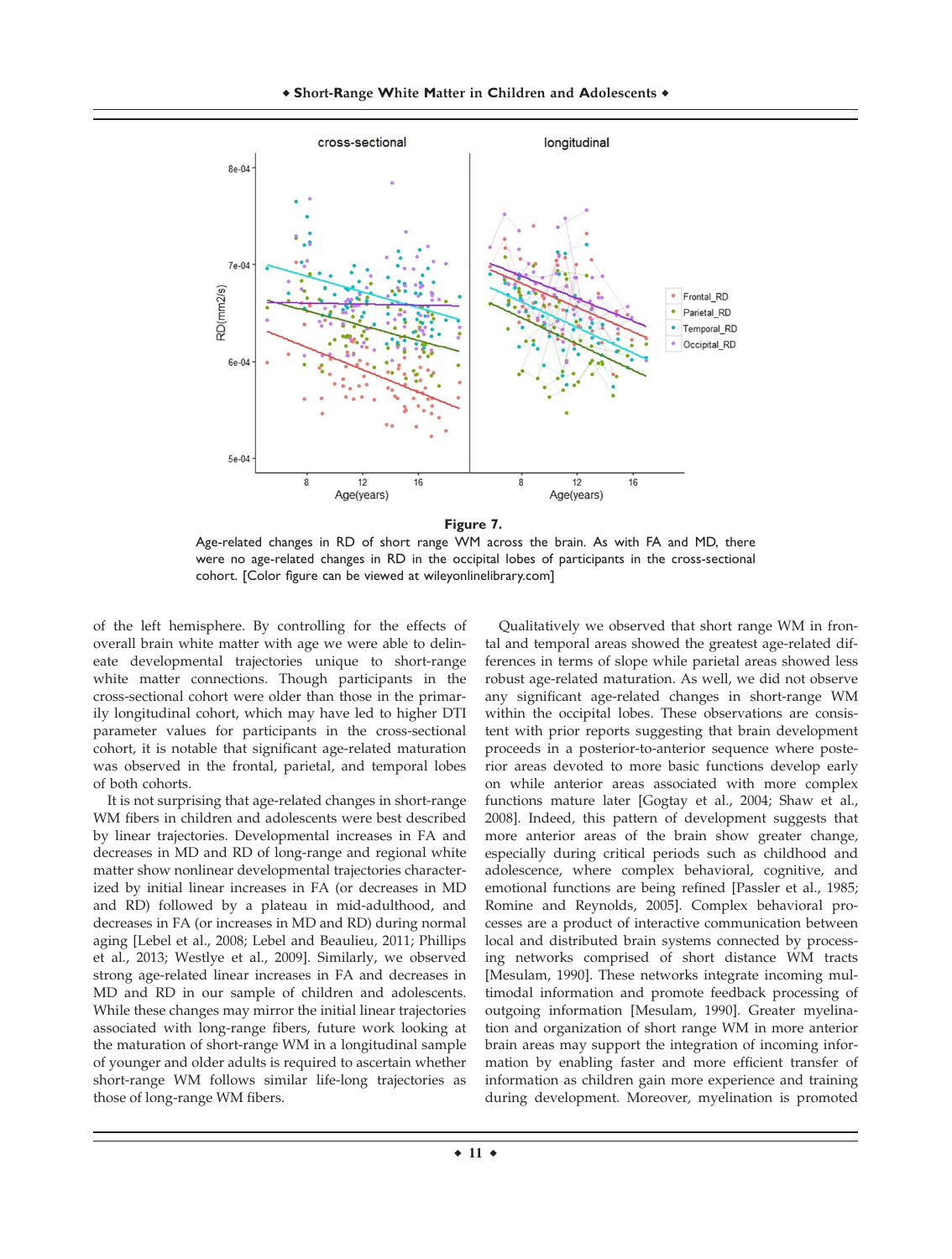cross-sectional

longitudinal

8e-04

7e-04

6e-04

5e-04

RD(mm2/s)

8

12

16

Age(years)

8

12

16

Age(years)

Frontal_RD

Parietal_RD

Temporal_RD

Occipital_RD

**Figure 7.**

Age-related changes in RD of short range WM across the brain. As with FA and MD, there were no age-related changes in RD in the occipital lobes of participants in the cross-sectional cohort. [Color figure can be viewed at wileyonlinelibrary.com]

of the left hemisphere. By controlling for the effects of overall brain white matter with age we were able to delineate developmental trajectories unique to short-range white matter connections. Though participants in the cross-sectional cohort were older than those in the primarily longitudinal cohort, which may have led to higher DTI parameter values for participants in the cross-sectional cohort, it is notable that significant age-related maturation was observed in the frontal, parietal, and temporal lobes of both cohorts.

It is not surprising that age-related changes in short-range WM fibers in children and adolescents were best described by linear trajectories. Developmental increases in FA and decreases in MD and RD of long-range and regional white matter show nonlinear developmental trajectories characterized by initial linear increases in FA (or decreases in MD and RD) followed by a plateau in mid-adulthood, and decreases in FA (or increases in MD and RD) during normal aging [Lebel et al., 2008; Lebel and Beaulieu, 2011; Phillips et al., 2013; Westlye et al., 2009]. Similarly, we observed strong age-related linear increases in FA and decreases in MD and RD in our sample of children and adolescents. While these changes may mirror the initial linear trajectories associated with long-range fibers, future work looking at the maturation of short-range WM in a longitudinal sample of younger and older adults is required to ascertain whether short-range WM follows similar life-long trajectories as those of long-range WM fibers.

Qualitatively we observed that short range WM in frontal and temporal areas showed the greatest age-related differences in terms of slope while parietal areas showed less robust age-related maturation. As well, we did not observe any significant age-related changes in short-range WM within the occipital lobes. These observations are consistent with prior reports suggesting that brain development proceeds in a posterior-to-anterior sequence where posterior areas devoted to more basic functions develop early on while anterior areas associated with more complex functions mature later [Gogtay et al., 2004; Shaw et al., 2008]. Indeed, this pattern of development suggests that more anterior areas of the brain show greater change, especially during critical periods such as childhood and adolescence, where complex behavioral, cognitive, and emotional functions are being refined [Passler et al., 1985; Romine and Reynolds, 2005]. Complex behavioral processes are a product of interactive communication between local and distributed brain systems connected by processing networks comprised of short distance WM tracts [Mesulam, 1990]. These networks integrate incoming multimodal information and promote feedback processing of outgoing information [Mesulam, 1990]. Greater myelination and organization of short range WM in more anterior brain areas may support the integration of incoming information by enabling faster and more efficient transfer of information as children gain more experience and training during development. Moreover, myelination is promoted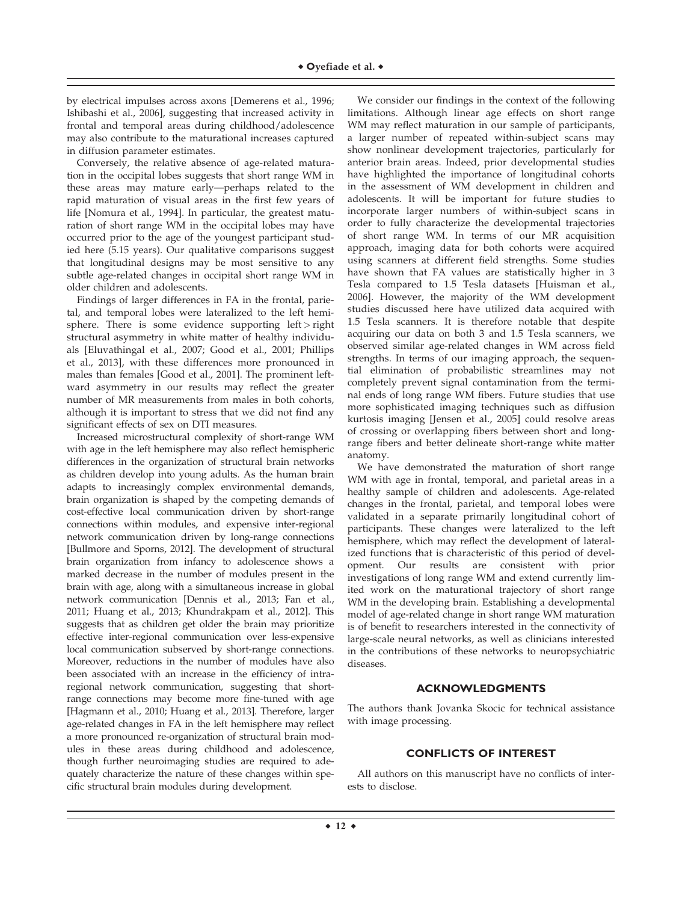by electrical impulses across axons [Demerens et al., 1996; Ishibashi et al., 2006], suggesting that increased activity in frontal and temporal areas during childhood/adolescence may also contribute to the maturational increases captured in diffusion parameter estimates.

Conversely, the relative absence of age-related maturation in the occipital lobes suggests that short range WM in these areas may mature early—perhaps related to the rapid maturation of visual areas in the first few years of life [Nomura et al., 1994]. In particular, the greatest maturation of short range WM in the occipital lobes may have occurred prior to the age of the youngest participant studied here (5.15 years). Our qualitative comparisons suggest that longitudinal designs may be most sensitive to any subtle age-related changes in occipital short range WM in older children and adolescents.

Findings of larger differences in FA in the frontal, parietal, and temporal lobes were lateralized to the left hemisphere. There is some evidence supporting left > right structural asymmetry in white matter of healthy individuals [Eluvathingal et al., 2007; Good et al., 2001; Phillips et al., 2013], with these differences more pronounced in males than females [Good et al., 2001]. The prominent leftward asymmetry in our results may reflect the greater number of MR measurements from males in both cohorts, although it is important to stress that we did not find any significant effects of sex on DTI measures.

Increased microstructural complexity of short-range WM with age in the left hemisphere may also reflect hemispheric differences in the organization of structural brain networks as children develop into young adults. As the human brain adapts to increasingly complex environmental demands, brain organization is shaped by the competing demands of cost-effective local communication driven by short-range connections within modules, and expensive inter-regional network communication driven by long-range connections [Bullmore and Sporns, 2012]. The development of structural brain organization from infancy to adolescence shows a marked decrease in the number of modules present in the brain with age, along with a simultaneous increase in global network communication [Dennis et al., 2013; Fan et al., 2011; Huang et al., 2013; Khundrakpam et al., 2012]. This suggests that as children get older the brain may prioritize effective inter-regional communication over less-expensive local communication subserved by short-range connections. Moreover, reductions in the number of modules have also been associated with an increase in the efficiency of intra-regional network communication, suggesting that short-range connections may become more fine-tuned with age [Hagmann et al., 2010; Huang et al., 2013]. Therefore, larger age-related changes in FA in the left hemisphere may reflect a more pronounced re-organization of structural brain modules in these areas during childhood and adolescence, though further neuroimaging studies are required to adequately characterize the nature of these changes within specific structural brain modules during development.

We consider our findings in the context of the following limitations. Although linear age effects on short range WM may reflect maturation in our sample of participants, a larger number of repeated within-subject scans may show nonlinear development trajectories, particularly for anterior brain areas. Indeed, prior developmental studies have highlighted the importance of longitudinal cohorts in the assessment of WM development in children and adolescents. It will be important for future studies to incorporate larger numbers of within-subject scans in order to fully characterize the developmental trajectories of short range WM. In terms of our MR acquisition approach, imaging data for both cohorts were acquired using scanners at different field strengths. Some studies have shown that FA values are statistically higher in 3 Tesla compared to 1.5 Tesla datasets [Huisman et al., 2006]. However, the majority of the WM development studies discussed here have utilized data acquired with 1.5 Tesla scanners. It is therefore notable that despite acquiring our data on both 3 and 1.5 Tesla scanners, we observed similar age-related changes in WM across field strengths. In terms of our imaging approach, the sequential elimination of probabilistic streamlines may not completely prevent signal contamination from the terminal ends of long range WM fibers. Future studies that use more sophisticated imaging techniques such as diffusion kurtosis imaging [Jensen et al., 2005] could resolve areas of crossing or overlapping fibers between short and long-range fibers and better delineate short-range white matter anatomy.

We have demonstrated the maturation of short range WM with age in frontal, temporal, and parietal areas in a healthy sample of children and adolescents. Age-related changes in the frontal, parietal, and temporal lobes were validated in a separate primarily longitudinal cohort of participants. These changes were lateralized to the left hemisphere, which may reflect the development of lateralized functions that is characteristic of this period of development. Our results are consistent with prior investigations of long range WM and extend currently limited work on the maturational trajectory of short range WM in the developing brain. Establishing a developmental model of age-related change in short range WM maturation is of benefit to researchers interested in the connectivity of large-scale neural networks, as well as clinicians interested in the contributions of these networks to neuropsychiatric diseases.

## ACKNOWLEDGMENTS

The authors thank Jovanka Skocic for technical assistance with image processing.

## CONFLICTS OF INTEREST

All authors on this manuscript have no conflicts of interests to disclose.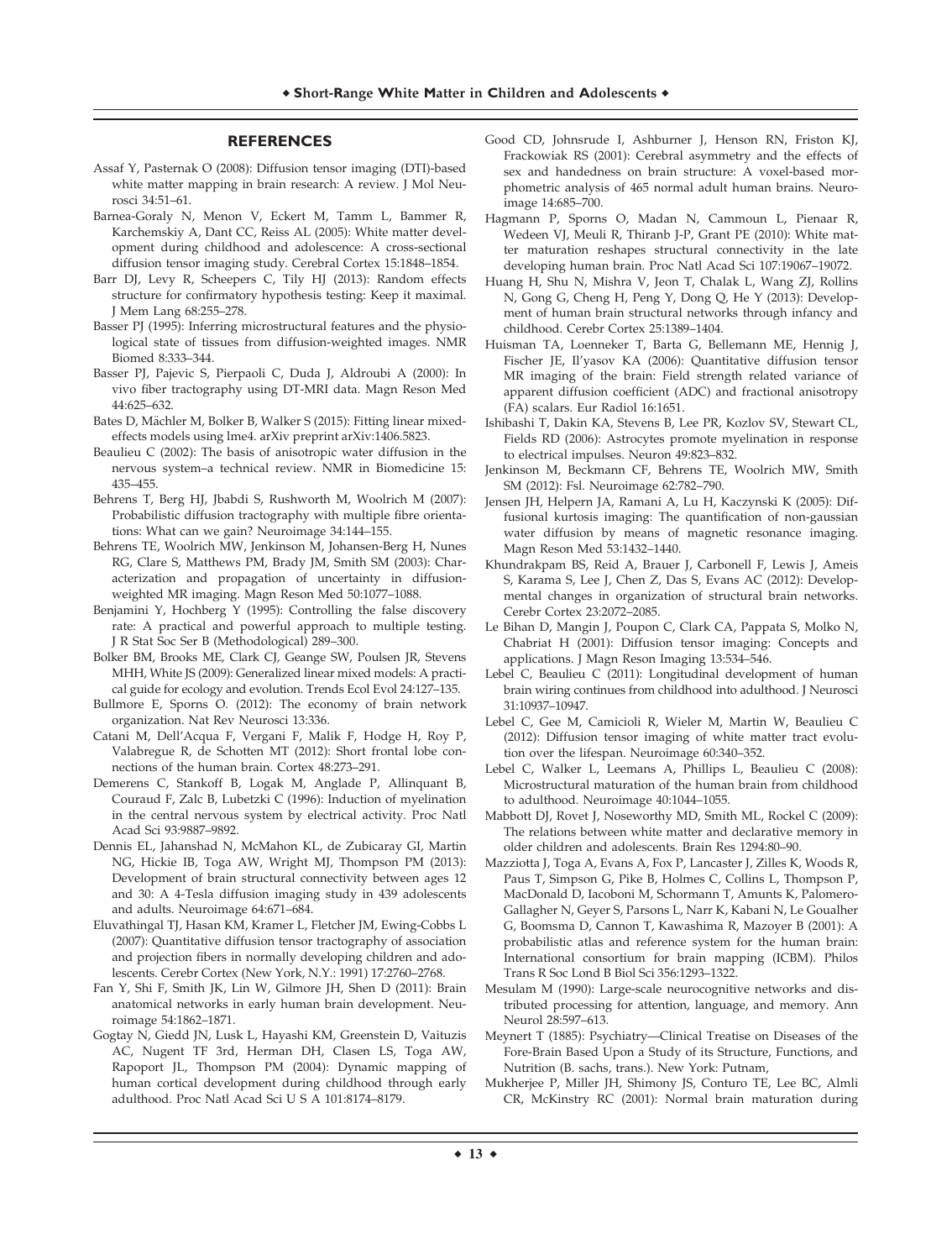## REFERENCES

Assaf Y, Pasternak O (2008): Diffusion tensor imaging (DTI)-based white matter mapping in brain research: A review. J Mol Neurosci 34:51–61.

Barnea-Goraly N, Menon V, Eckert M, Tamm L, Bammer R, Karchemskiy A, Dant CC, Reiss AL (2005): White matter development during childhood and adolescence: A cross-sectional diffusion tensor imaging study. Cerebral Cortex 15:1848–1854.

Barr DJ, Levy R, Scheepers C, Tily HJ (2013): Random effects structure for confirmatory hypothesis testing: Keep it maximal. J Mem Lang 68:255–278.

Basser PJ (1995): Inferring microstructural features and the physiological state of tissues from diffusion-weighted images. NMR Biomed 8:333–344.

Basser PJ, Pajevic S, Pierpaoli C, Duda J, Aldroubi A (2000): In vivo fiber tractography using DT-MRI data. Magn Reson Med 44:625–632.

Bates D, Mächler M, Bolker B, Walker S (2015): Fitting linear mixed-effects models using lme4. arXiv preprint arXiv:1406.5823.

Beaulieu C (2002): The basis of anisotropic water diffusion in the nervous system–a technical review. NMR in Biomedicine 15: 435–455.

Behrens T, Berg HJ, Jbabdi S, Rushworth M, Woolrich M (2007): Probabilistic diffusion tractography with multiple fibre orientations: What can we gain? Neuroimage 34:144–155.

Behrens TE, Woolrich MW, Jenkinson M, Johansen-Berg H, Nunes RG, Clare S, Matthews PM, Brady JM, Smith SM (2003): Characterization and propagation of uncertainty in diffusion-weighted MR imaging. Magn Reson Med 50:1077–1088.

Benjamini Y, Hochberg Y (1995): Controlling the false discovery rate: A practical and powerful approach to multiple testing. J R Stat Soc Ser B (Methodological) 289–300.

Bolker BM, Brooks ME, Clark CJ, Geange SW, Poulsen JR, Stevens MHH, White JS (2009): Generalized linear mixed models: A practical guide for ecology and evolution. Trends Ecol Evol 24:127–135.

Bullmore E, Sporns O. (2012): The economy of brain network organization. Nat Rev Neurosci 13:336.

Catani M, Dell'Acqua F, Vergani F, Malik F, Hodge H, Roy P, Valabregue R, de Schotten MT (2012): Short frontal lobe connections of the human brain. Cortex 48:273–291.

Demerens C, Stankoff B, Logak M, Anglade P, Allinquant B, Couraud F, Zalc B, Lubetzki C (1996): Induction of myelination in the central nervous system by electrical activity. Proc Natl Acad Sci 93:9887–9892.

Dennis EL, Jahanshad N, McMahon KL, de Zubicaray GI, Martin NG, Hickie IB, Toga AW, Wright MJ, Thompson PM (2013): Development of brain structural connectivity between ages 12 and 30: A 4-Tesla diffusion imaging study in 439 adolescents and adults. Neuroimage 64:671–684.

Eluvathingal TJ, Hasan KM, Kramer L, Fletcher JM, Ewing-Cobbs L (2007): Quantitative diffusion tensor tractography of association and projection fibers in normally developing children and adolescents. Cerebr Cortex (New York, N.Y.: 1991) 17:2760–2768.

Fan Y, Shi F, Smith JK, Lin W, Gilmore JH, Shen D (2011): Brain anatomical networks in early human brain development. Neuroimage 54:1862–1871.

Gogtay N, Giedd JN, Lusk L, Hayashi KM, Greenstein D, Vaituzis AC, Nugent TF 3rd, Herman DH, Clasen LS, Toga AW, Rapoport JL, Thompson PM (2004): Dynamic mapping of human cortical development during childhood through early adulthood. Proc Natl Acad Sci U S A 101:8174–8179.

Good CD, Johnsrude I, Ashburner J, Henson RN, Friston KJ, Frackowiak RS (2001): Cerebral asymmetry and the effects of sex and handedness on brain structure: A voxel-based morphometric analysis of 465 normal adult human brains. Neuroimage 14:685–700.

Hagmann P, Sporns O, Madan N, Cammoun L, Pienaar R, Wedeen VJ, Meuli R, Thiranb J-P, Grant PE (2010): White matter maturation reshapes structural connectivity in the late developing human brain. Proc Natl Acad Sci 107:19067–19072.

Huang H, Shu N, Mishra V, Jeon T, Chalak L, Wang ZJ, Rollins N, Gong G, Cheng H, Peng Y, Dong Q, He Y (2013): Development of human brain structural networks through infancy and childhood. Cerebr Cortex 25:1389–1404.

Huisman TA, Loenneker T, Barta G, Bellemann ME, Hennig J, Fischer JE, Il'yasov KA (2006): Quantitative diffusion tensor MR imaging of the brain: Field strength related variance of apparent diffusion coefficient (ADC) and fractional anisotropy (FA) scalars. Eur Radiol 16:1651.

Ishibashi T, Dakin KA, Stevens B, Lee PR, Kozlov SV, Stewart CL, Fields RD (2006): Astrocytes promote myelination in response to electrical impulses. Neuron 49:823–832.

Jenkinson M, Beckmann CF, Behrens TE, Woolrich MW, Smith SM (2012): Fsl. Neuroimage 62:782–790.

Jensen JH, Helpern JA, Ramani A, Lu H, Kaczynski K (2005): Diffusional kurtosis imaging: The quantification of non-gaussian water diffusion by means of magnetic resonance imaging. Magn Reson Med 53:1432–1440.

Khundrakpam BS, Reid A, Brauer J, Carbonell F, Lewis J, Ameis S, Karama S, Lee J, Chen Z, Das S, Evans AC (2012): Developmental changes in organization of structural brain networks. Cerebr Cortex 23:2072–2085.

Le Bihan D, Mangin J, Poupon C, Clark CA, Pappata S, Molko N, Chabriat H (2001): Diffusion tensor imaging: Concepts and applications. J Magn Reson Imaging 13:534–546.

Lebel C, Beaulieu C (2011): Longitudinal development of human brain wiring continues from childhood into adulthood. J Neurosci 31:10937–10947.

Lebel C, Gee M, Camicioli R, Wieler M, Martin W, Beaulieu C (2012): Diffusion tensor imaging of white matter tract evolution over the lifespan. Neuroimage 60:340–352.

Lebel C, Walker L, Leemans A, Phillips L, Beaulieu C (2008): Microstructural maturation of the human brain from childhood to adulthood. Neuroimage 40:1044–1055.

Mabbott DJ, Rovet J, Noseworthy MD, Smith ML, Rockel C (2009): The relations between white matter and declarative memory in older children and adolescents. Brain Res 1294:80–90.

Mazziotta J, Toga A, Evans A, Fox P, Lancaster J, Zilles K, Woods R, Paus T, Simpson G, Pike B, Holmes C, Collins L, Thompson P, MacDonald D, Iacoboni M, Schormann T, Amunts K, Palomero-Gallagher N, Geyer S, Parsons L, Narr K, Kabani N, Le Goualher G, Boomsma D, Cannon T, Kawashima R, Mazoyer B (2001): A probabilistic atlas and reference system for the human brain: International consortium for brain mapping (ICBM). Philos Trans R Soc Lond B Biol Sci 356:1293–1322.

Mesulam M (1990): Large-scale neurocognitive networks and distributed processing for attention, language, and memory. Ann Neurol 28:597–613.

Meynert T (1885): Psychiatry—Clinical Treatise on Diseases of the Fore-Brain Based Upon a Study of its Structure, Functions, and Nutrition (B. sachs, trans.). New York: Putnam,

Mukherjee P, Miller JH, Shimony JS, Conturo TE, Lee BC, Almli CR, McKinstry RC (2001): Normal brain maturation during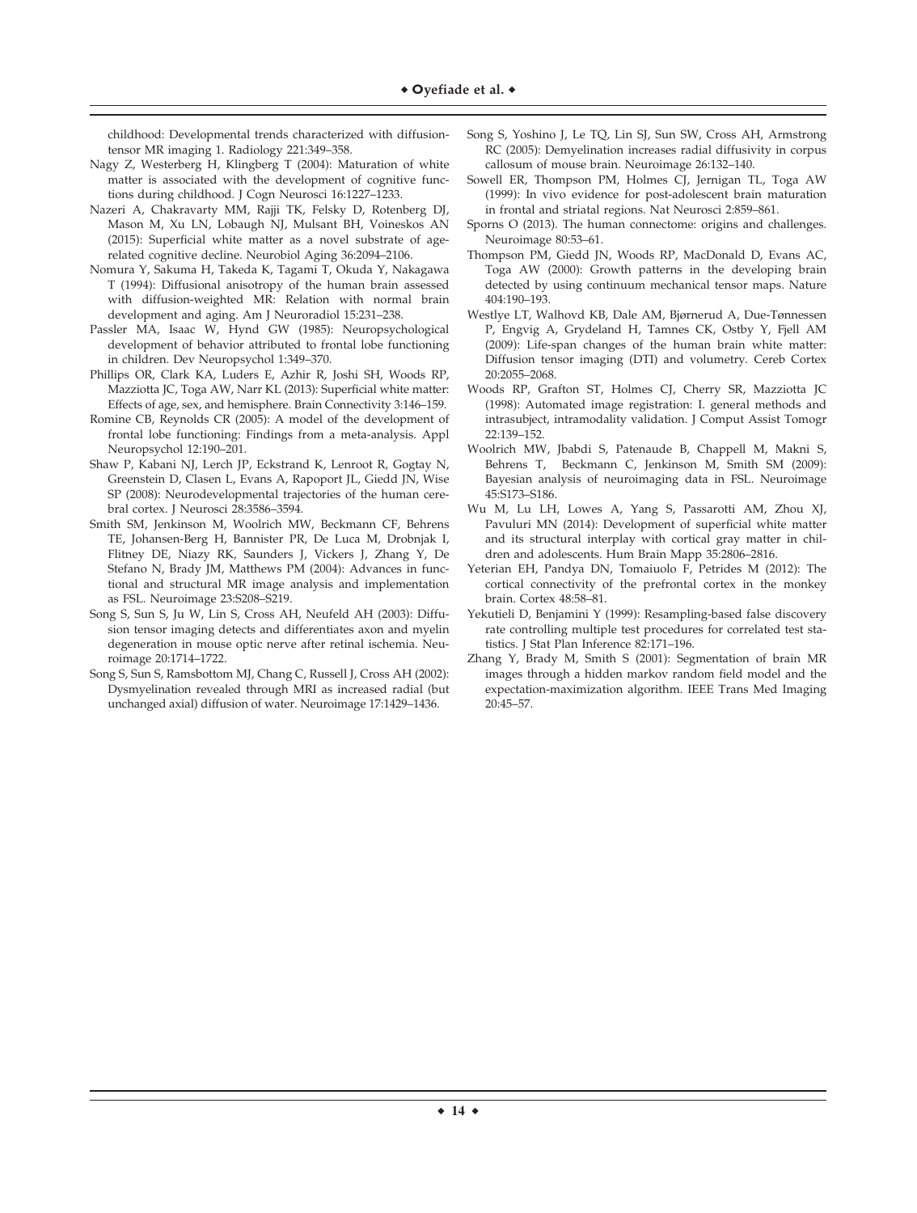childhood: Developmental trends characterized with diffusion-tensor MR imaging 1. Radiology 221:349–358.

Nagy Z, Westerberg H, Klingberg T (2004): Maturation of white matter is associated with the development of cognitive functions during childhood. J Cogn Neurosci 16:1227–1233.

Nazeri A, Chakravarty MM, Rajji TK, Felsky D, Rotenberg DJ, Mason M, Xu LN, Lobaugh NJ, Mulsant BH, Voineskos AN (2015): Superficial white matter as a novel substrate of age-related cognitive decline. Neurobiol Aging 36:2094–2106.

Nomura Y, Sakuma H, Takeda K, Tagami T, Okuda Y, Nakagawa T (1994): Diffusional anisotropy of the human brain assessed with diffusion-weighted MR: Relation with normal brain development and aging. Am J Neuroradiol 15:231–238.

Passler MA, Isaac W, Hynd GW (1985): Neuropsychological development of behavior attributed to frontal lobe functioning in children. Dev Neuropsychol 1:349–370.

Phillips OR, Clark KA, Luders E, Azhir R, Joshi SH, Woods RP, Mazziotta JC, Toga AW, Narr KL (2013): Superficial white matter: Effects of age, sex, and hemisphere. Brain Connectivity 3:146–159.

Romine CB, Reynolds CR (2005): A model of the development of frontal lobe functioning: Findings from a meta-analysis. Appl Neuropsychol 12:190–201.

Shaw P, Kabani NJ, Lerch JP, Eckstrand K, Lenroot R, Gogtay N, Greenstein D, Clasen L, Evans A, Rapoport JL, Giedd JN, Wise SP (2008): Neurodevelopmental trajectories of the human cerebral cortex. J Neurosci 28:3586–3594.

Smith SM, Jenkinson M, Woolrich MW, Beckmann CF, Behrens TE, Johansen-Berg H, Bannister PR, De Luca M, Drobnjak I, Flitney DE, Niazy RK, Saunders J, Vickers J, Zhang Y, De Stefano N, Brady JM, Matthews PM (2004): Advances in functional and structural MR image analysis and implementation as FSL. Neuroimage 23:S208–S219.

Song S, Sun S, Ju W, Lin S, Cross AH, Neufeld AH (2003): Diffusion tensor imaging detects and differentiates axon and myelin degeneration in mouse optic nerve after retinal ischemia. Neuroimage 20:1714–1722.

Song S, Sun S, Ramsbottom MJ, Chang C, Russell J, Cross AH (2002): Dysmyelination revealed through MRI as increased radial (but unchanged axial) diffusion of water. Neuroimage 17:1429–1436.

Song S, Yoshino J, Le TQ, Lin SJ, Sun SW, Cross AH, Armstrong RC (2005): Demyelination increases radial diffusivity in corpus callosum of mouse brain. Neuroimage 26:132–140.

Sowell ER, Thompson PM, Holmes CJ, Jernigan TL, Toga AW (1999): In vivo evidence for post-adolescent brain maturation in frontal and striatal regions. Nat Neurosci 2:859–861.

Sporns O (2013). The human connectome: origins and challenges. Neuroimage 80:53–61.

Thompson PM, Giedd JN, Woods RP, MacDonald D, Evans AC, Toga AW (2000): Growth patterns in the developing brain detected by using continuum mechanical tensor maps. Nature 404:190–193.

Westlye LT, Walhovd KB, Dale AM, Bjørnerud A, Due-Tønnessen P, Engvig A, Grydeland H, Tamnes CK, Ostby Y, Fjell AM (2009): Life-span changes of the human brain white matter: Diffusion tensor imaging (DTI) and volumetry. Cereb Cortex 20:2055–2068.

Woods RP, Grafton ST, Holmes CJ, Cherry SR, Mazziotta JC (1998): Automated image registration: I. general methods and intrasubject, intramodality validation. J Comput Assist Tomogr 22:139–152.

Woolrich MW, Jbabdi S, Patenaude B, Chappell M, Makni S, Behrens T, Beckmann C, Jenkinson M, Smith SM (2009): Bayesian analysis of neuroimaging data in FSL. Neuroimage 45:S173–S186.

Wu M, Lu LH, Lowes A, Yang S, Passarotti AM, Zhou XJ, Pavuluri MN (2014): Development of superficial white matter and its structural interplay with cortical gray matter in children and adolescents. Hum Brain Mapp 35:2806–2816.

Yeterian EH, Pandya DN, Tomaiuolo F, Petrides M (2012): The cortical connectivity of the prefrontal cortex in the monkey brain. Cortex 48:58–81.

Yekutieli D, Benjamini Y (1999): Resampling-based false discovery rate controlling multiple test procedures for correlated test statistics. J Stat Plan Inference 82:171–196.

Zhang Y, Brady M, Smith S (2001): Segmentation of brain MR images through a hidden markov random field model and the expectation-maximization algorithm. IEEE Trans Med Imaging 20:45–57.